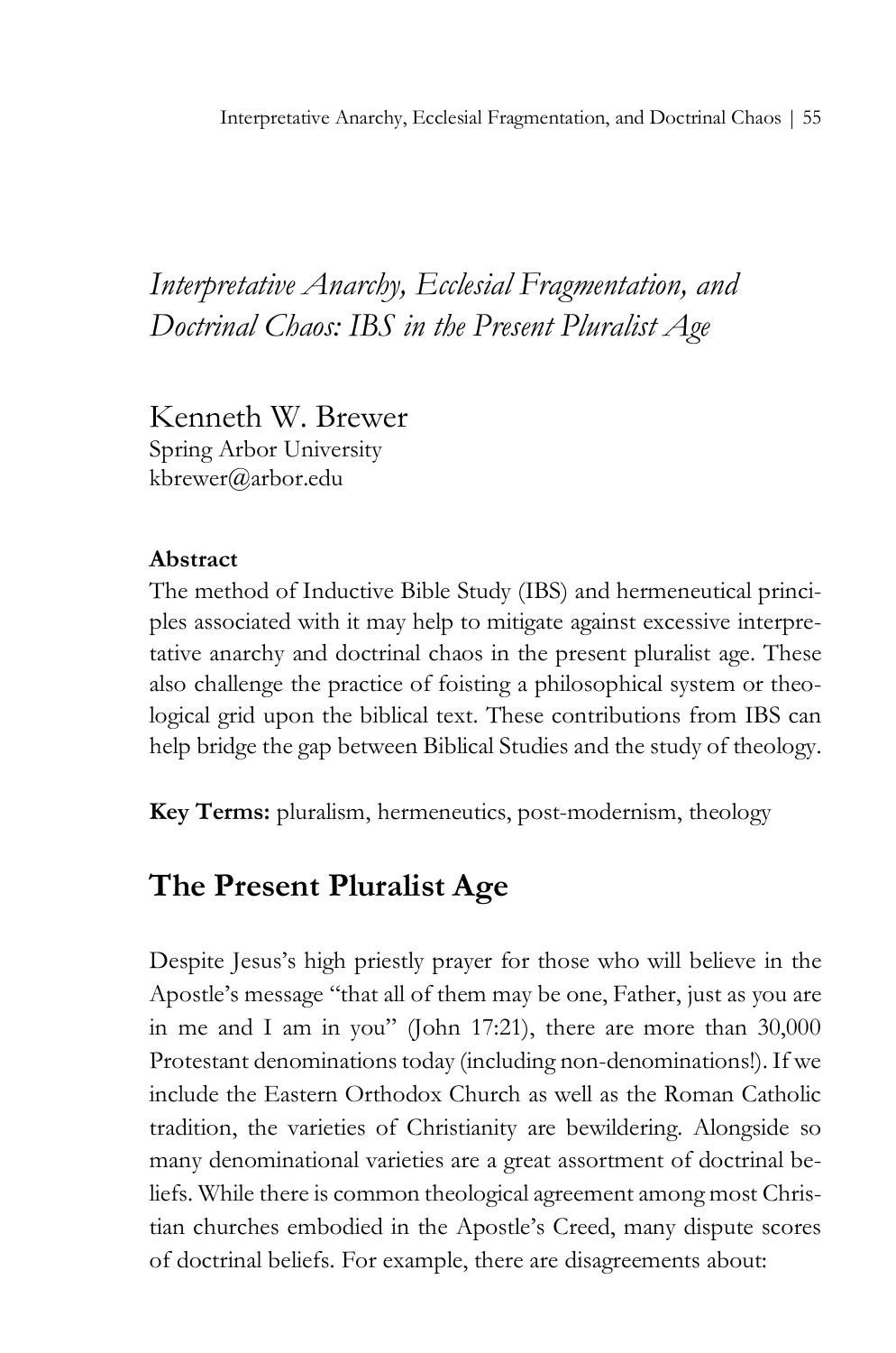# *Interpretative Anarchy, Ecclesial Fragmentation, and Doctrinal Chaos: IBS in the Present Pluralist Age*

Kenneth W. Brewer
Spring Arbor University
kbrewer@arbor.edu

**Abstract**

The method of Inductive Bible Study (IBS) and hermeneutical principles associated with it may help to mitigate against excessive interpretative anarchy and doctrinal chaos in the present pluralist age. These also challenge the practice of foisting a philosophical system or theological grid upon the biblical text. These contributions from IBS can help bridge the gap between Biblical Studies and the study of theology.

**Key Terms:** pluralism, hermeneutics, post-modernism, theology

## The Present Pluralist Age

Despite Jesus's high priestly prayer for those who will believe in the Apostle's message "that all of them may be one, Father, just as you are in me and I am in you" (John 17:21), there are more than 30,000 Protestant denominations today (including non-denominations!). If we include the Eastern Orthodox Church as well as the Roman Catholic tradition, the varieties of Christianity are bewildering. Alongside so many denominational varieties are a great assortment of doctrinal beliefs. While there is common theological agreement among most Christian churches embodied in the Apostle's Creed, many dispute scores of doctrinal beliefs. For example, there are disagreements about: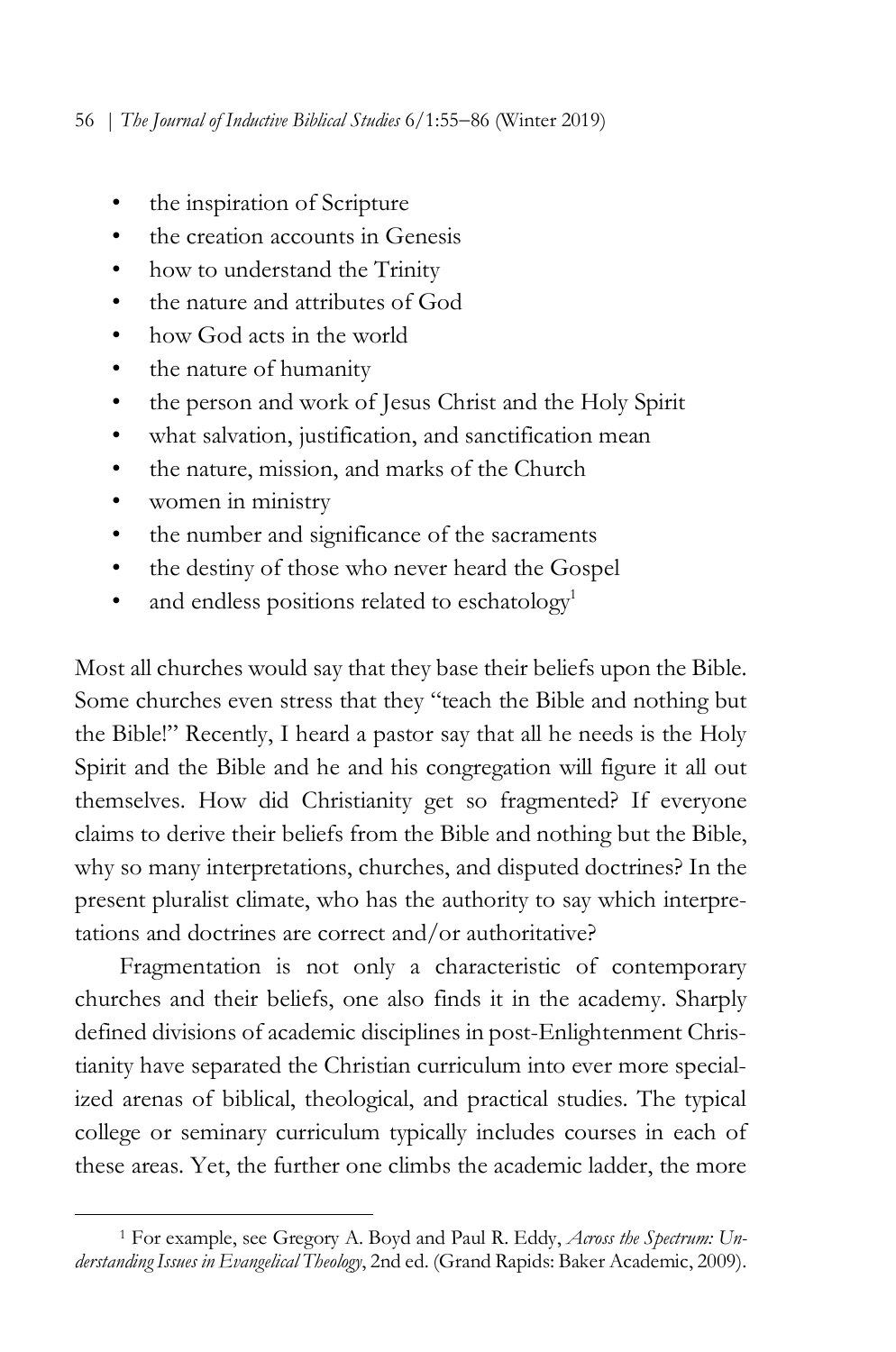- the inspiration of Scripture
- the creation accounts in Genesis
- how to understand the Trinity
- the nature and attributes of God
- how God acts in the world
- the nature of humanity
- the person and work of Jesus Christ and the Holy Spirit
- what salvation, justification, and sanctification mean
- the nature, mission, and marks of the Church
- women in ministry
- the number and significance of the sacraments
- the destiny of those who never heard the Gospel
- and endless positions related to eschatology[1]

Most all churches would say that they base their beliefs upon the Bible. Some churches even stress that they "teach the Bible and nothing but the Bible!" Recently, I heard a pastor say that all he needs is the Holy Spirit and the Bible and he and his congregation will figure it all out themselves. How did Christianity get so fragmented? If everyone claims to derive their beliefs from the Bible and nothing but the Bible, why so many interpretations, churches, and disputed doctrines? In the present pluralist climate, who has the authority to say which interpretations and doctrines are correct and/or authoritative?

Fragmentation is not only a characteristic of contemporary churches and their beliefs, one also finds it in the academy. Sharply defined divisions of academic disciplines in post-Enlightenment Christianity have separated the Christian curriculum into ever more specialized arenas of biblical, theological, and practical studies. The typical college or seminary curriculum typically includes courses in each of these areas. Yet, the further one climbs the academic ladder, the more

[1] For example, see Gregory A. Boyd and Paul R. Eddy, *Across the Spectrum: Understanding Issues in Evangelical Theology*, 2nd ed. (Grand Rapids: Baker Academic, 2009).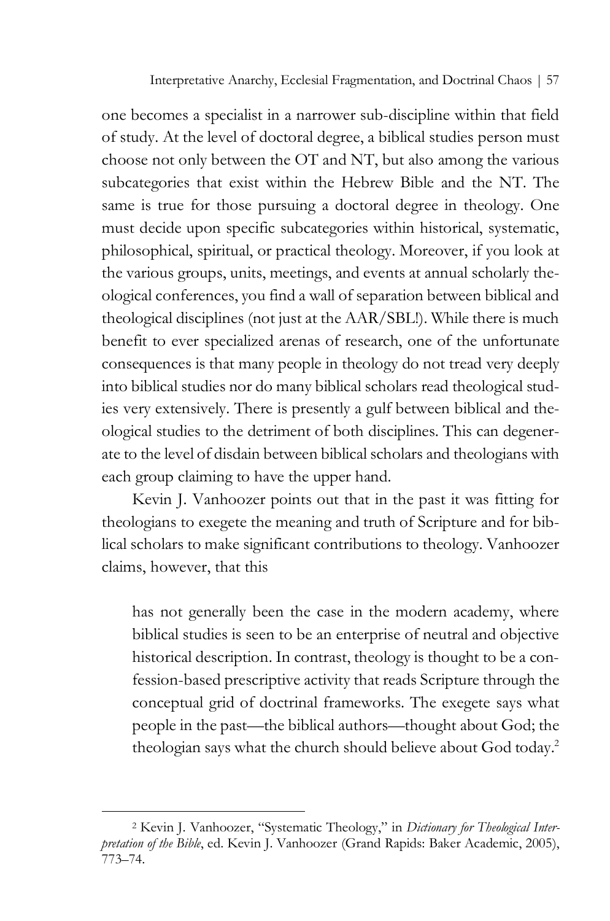one becomes a specialist in a narrower sub-discipline within that field of study. At the level of doctoral degree, a biblical studies person must choose not only between the OT and NT, but also among the various subcategories that exist within the Hebrew Bible and the NT. The same is true for those pursuing a doctoral degree in theology. One must decide upon specific subcategories within historical, systematic, philosophical, spiritual, or practical theology. Moreover, if you look at the various groups, units, meetings, and events at annual scholarly theological conferences, you find a wall of separation between biblical and theological disciplines (not just at the AAR/SBL!). While there is much benefit to ever specialized arenas of research, one of the unfortunate consequences is that many people in theology do not tread very deeply into biblical studies nor do many biblical scholars read theological studies very extensively. There is presently a gulf between biblical and theological studies to the detriment of both disciplines. This can degenerate to the level of disdain between biblical scholars and theologians with each group claiming to have the upper hand.

Kevin J. Vanhoozer points out that in the past it was fitting for theologians to exegete the meaning and truth of Scripture and for biblical scholars to make significant contributions to theology. Vanhoozer claims, however, that this

> has not generally been the case in the modern academy, where biblical studies is seen to be an enterprise of neutral and objective historical description. In contrast, theology is thought to be a confession-based prescriptive activity that reads Scripture through the conceptual grid of doctrinal frameworks. The exegete says what people in the past—the biblical authors—thought about God; the theologian says what the church should believe about God today.[2]

---

[2] Kevin J. Vanhoozer, "Systematic Theology," in *Dictionary for Theological Interpretation of the Bible*, ed. Kevin J. Vanhoozer (Grand Rapids: Baker Academic, 2005), 773–74.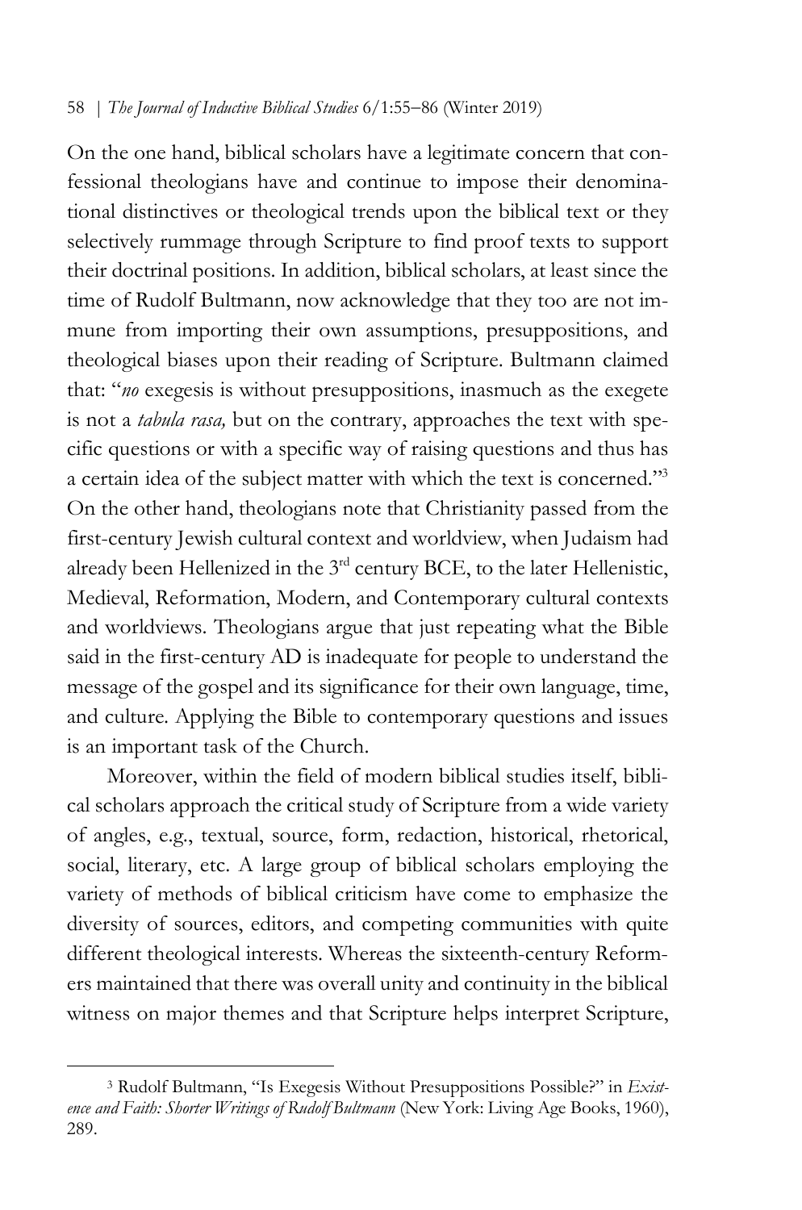On the one hand, biblical scholars have a legitimate concern that confessional theologians have and continue to impose their denominational distinctives or theological trends upon the biblical text or they selectively rummage through Scripture to find proof texts to support their doctrinal positions. In addition, biblical scholars, at least since the time of Rudolf Bultmann, now acknowledge that they too are not immune from importing their own assumptions, presuppositions, and theological biases upon their reading of Scripture. Bultmann claimed that: "*no* exegesis is without presuppositions, inasmuch as the exegete is not a *tabula rasa,* but on the contrary, approaches the text with specific questions or with a specific way of raising questions and thus has a certain idea of the subject matter with which the text is concerned."[3] On the other hand, theologians note that Christianity passed from the first-century Jewish cultural context and worldview, when Judaism had already been Hellenized in the 3rd century BCE, to the later Hellenistic, Medieval, Reformation, Modern, and Contemporary cultural contexts and worldviews. Theologians argue that just repeating what the Bible said in the first-century AD is inadequate for people to understand the message of the gospel and its significance for their own language, time, and culture. Applying the Bible to contemporary questions and issues is an important task of the Church.

Moreover, within the field of modern biblical studies itself, biblical scholars approach the critical study of Scripture from a wide variety of angles, e.g., textual, source, form, redaction, historical, rhetorical, social, literary, etc. A large group of biblical scholars employing the variety of methods of biblical criticism have come to emphasize the diversity of sources, editors, and competing communities with quite different theological interests. Whereas the sixteenth-century Reformers maintained that there was overall unity and continuity in the biblical witness on major themes and that Scripture helps interpret Scripture,

[3] Rudolf Bultmann, "Is Exegesis Without Presuppositions Possible?" in *Existence and Faith: Shorter Writings of Rudolf Bultmann* (New York: Living Age Books, 1960), 289.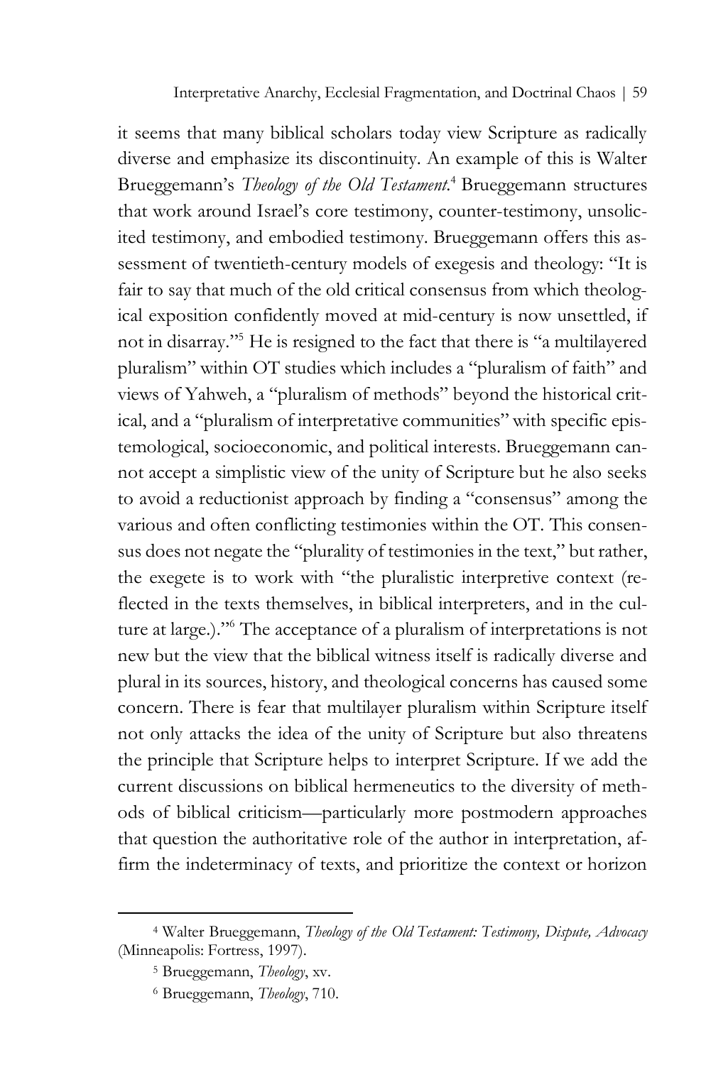it seems that many biblical scholars today view Scripture as radically diverse and emphasize its discontinuity. An example of this is Walter Brueggemann's *Theology of the Old Testament*.[4] Brueggemann structures that work around Israel's core testimony, counter-testimony, unsolicited testimony, and embodied testimony. Brueggemann offers this assessment of twentieth-century models of exegesis and theology: "It is fair to say that much of the old critical consensus from which theological exposition confidently moved at mid-century is now unsettled, if not in disarray."[5] He is resigned to the fact that there is "a multilayered pluralism" within OT studies which includes a "pluralism of faith" and views of Yahweh, a "pluralism of methods" beyond the historical critical, and a "pluralism of interpretative communities" with specific epistemological, socioeconomic, and political interests. Brueggemann cannot accept a simplistic view of the unity of Scripture but he also seeks to avoid a reductionist approach by finding a "consensus" among the various and often conflicting testimonies within the OT. This consensus does not negate the "plurality of testimonies in the text," but rather, the exegete is to work with "the pluralistic interpretive context (reflected in the texts themselves, in biblical interpreters, and in the culture at large.)."[6] The acceptance of a pluralism of interpretations is not new but the view that the biblical witness itself is radically diverse and plural in its sources, history, and theological concerns has caused some concern. There is fear that multilayer pluralism within Scripture itself not only attacks the idea of the unity of Scripture but also threatens the principle that Scripture helps to interpret Scripture. If we add the current discussions on biblical hermeneutics to the diversity of methods of biblical criticism—particularly more postmodern approaches that question the authoritative role of the author in interpretation, affirm the indeterminacy of texts, and prioritize the context or horizon

---

[4] Walter Brueggemann, *Theology of the Old Testament: Testimony, Dispute, Advocacy* (Minneapolis: Fortress, 1997).

[5] Brueggemann, *Theology*, xv.

[6] Brueggemann, *Theology*, 710.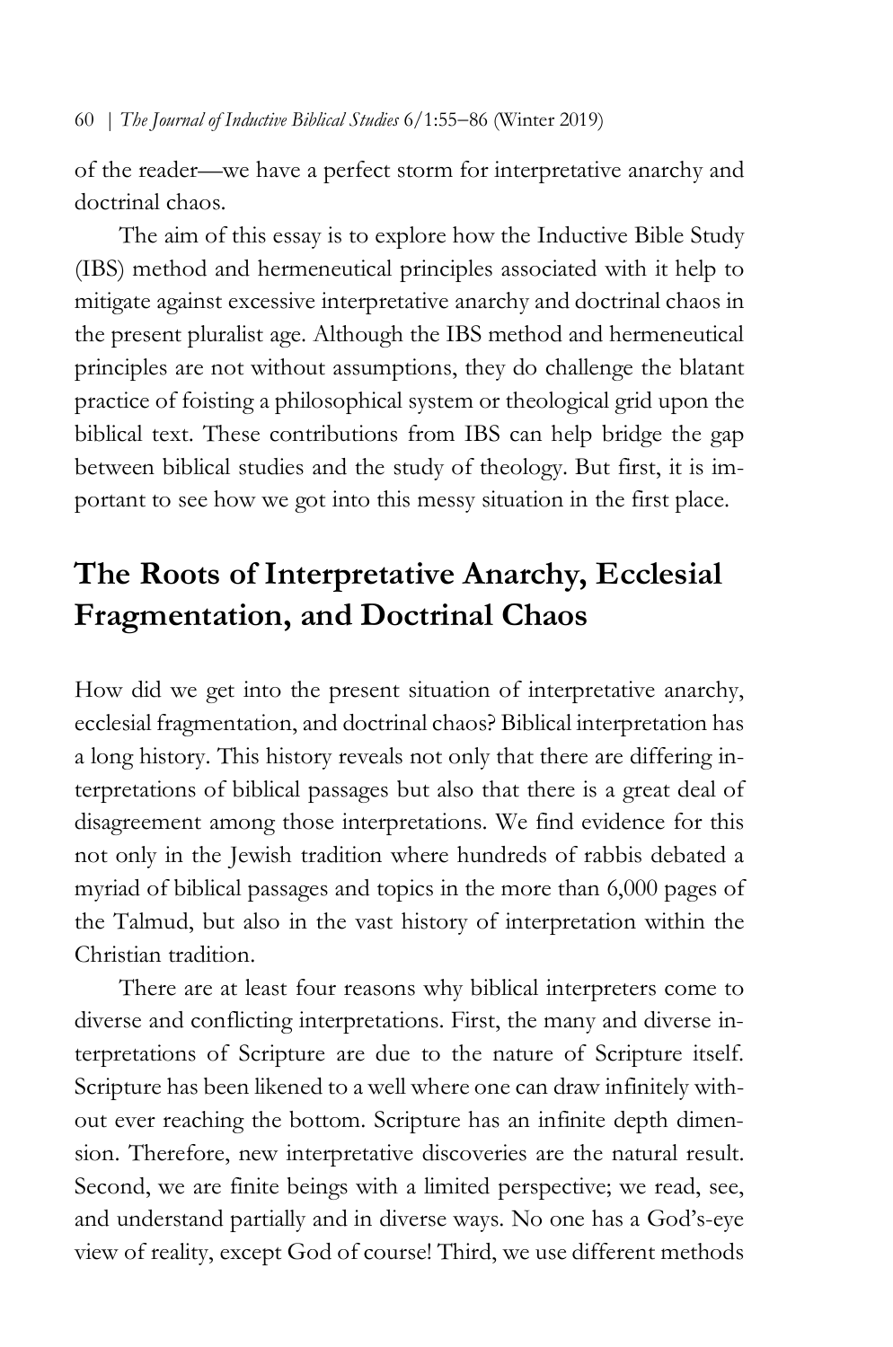of the reader—we have a perfect storm for interpretative anarchy and doctrinal chaos.

The aim of this essay is to explore how the Inductive Bible Study (IBS) method and hermeneutical principles associated with it help to mitigate against excessive interpretative anarchy and doctrinal chaos in the present pluralist age. Although the IBS method and hermeneutical principles are not without assumptions, they do challenge the blatant practice of foisting a philosophical system or theological grid upon the biblical text. These contributions from IBS can help bridge the gap between biblical studies and the study of theology. But first, it is important to see how we got into this messy situation in the first place.

## The Roots of Interpretative Anarchy, Ecclesial Fragmentation, and Doctrinal Chaos

How did we get into the present situation of interpretative anarchy, ecclesial fragmentation, and doctrinal chaos? Biblical interpretation has a long history. This history reveals not only that there are differing interpretations of biblical passages but also that there is a great deal of disagreement among those interpretations. We find evidence for this not only in the Jewish tradition where hundreds of rabbis debated a myriad of biblical passages and topics in the more than 6,000 pages of the Talmud, but also in the vast history of interpretation within the Christian tradition.

There are at least four reasons why biblical interpreters come to diverse and conflicting interpretations. First, the many and diverse interpretations of Scripture are due to the nature of Scripture itself. Scripture has been likened to a well where one can draw infinitely without ever reaching the bottom. Scripture has an infinite depth dimension. Therefore, new interpretative discoveries are the natural result. Second, we are finite beings with a limited perspective; we read, see, and understand partially and in diverse ways. No one has a God's-eye view of reality, except God of course! Third, we use different methods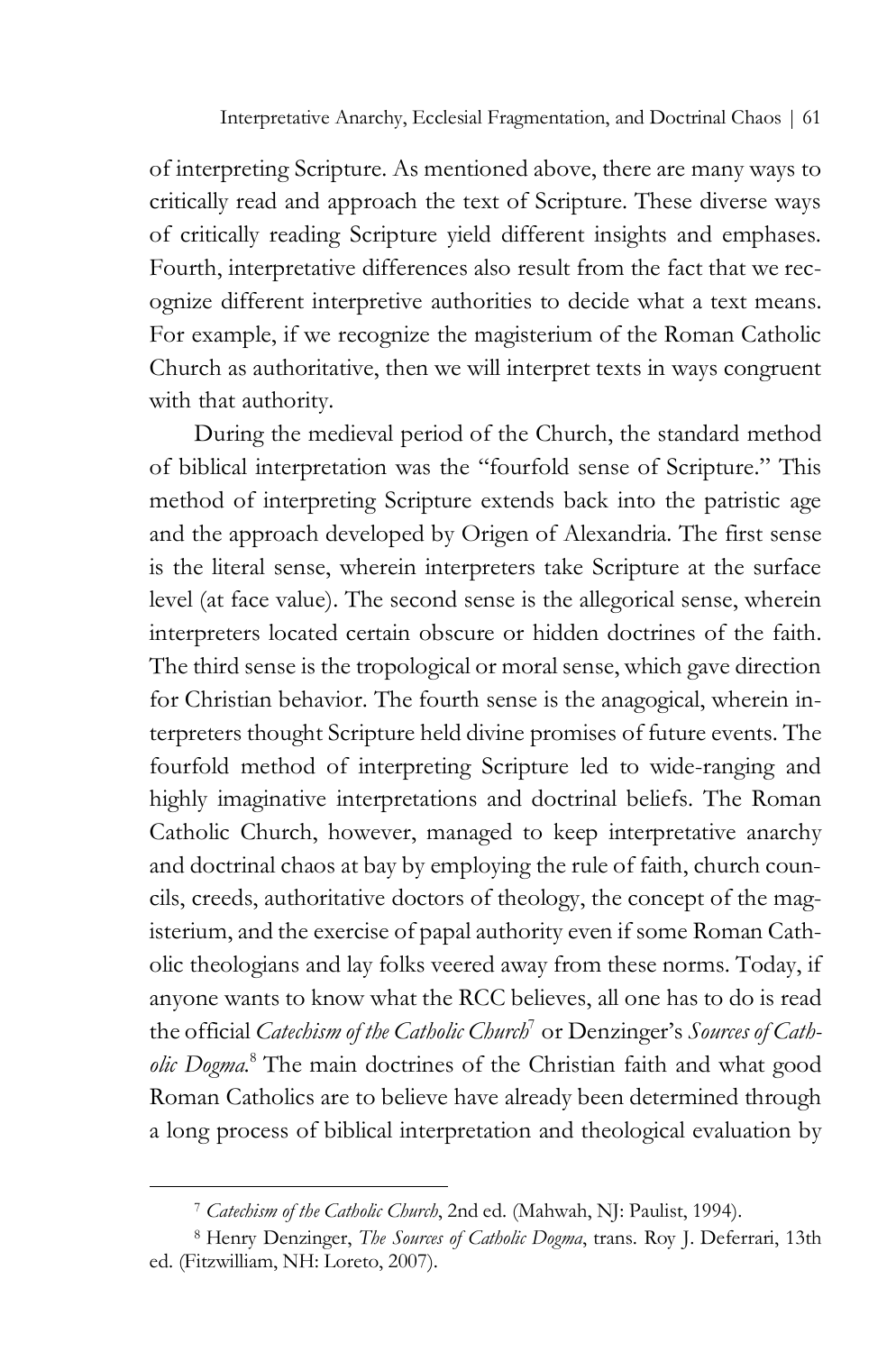of interpreting Scripture. As mentioned above, there are many ways to critically read and approach the text of Scripture. These diverse ways of critically reading Scripture yield different insights and emphases. Fourth, interpretative differences also result from the fact that we recognize different interpretive authorities to decide what a text means. For example, if we recognize the magisterium of the Roman Catholic Church as authoritative, then we will interpret texts in ways congruent with that authority.

During the medieval period of the Church, the standard method of biblical interpretation was the "fourfold sense of Scripture." This method of interpreting Scripture extends back into the patristic age and the approach developed by Origen of Alexandria. The first sense is the literal sense, wherein interpreters take Scripture at the surface level (at face value). The second sense is the allegorical sense, wherein interpreters located certain obscure or hidden doctrines of the faith. The third sense is the tropological or moral sense, which gave direction for Christian behavior. The fourth sense is the anagogical, wherein interpreters thought Scripture held divine promises of future events. The fourfold method of interpreting Scripture led to wide-ranging and highly imaginative interpretations and doctrinal beliefs. The Roman Catholic Church, however, managed to keep interpretative anarchy and doctrinal chaos at bay by employing the rule of faith, church councils, creeds, authoritative doctors of theology, the concept of the magisterium, and the exercise of papal authority even if some Roman Catholic theologians and lay folks veered away from these norms. Today, if anyone wants to know what the RCC believes, all one has to do is read the official *Catechism of the Catholic Church*[7] or Denzinger's *Sources of Catholic Dogma*.[8] The main doctrines of the Christian faith and what good Roman Catholics are to believe have already been determined through a long process of biblical interpretation and theological evaluation by

---

[7] *Catechism of the Catholic Church*, 2nd ed. (Mahwah, NJ: Paulist, 1994).

[8] Henry Denzinger, *The Sources of Catholic Dogma*, trans. Roy J. Deferrari, 13th ed. (Fitzwilliam, NH: Loreto, 2007).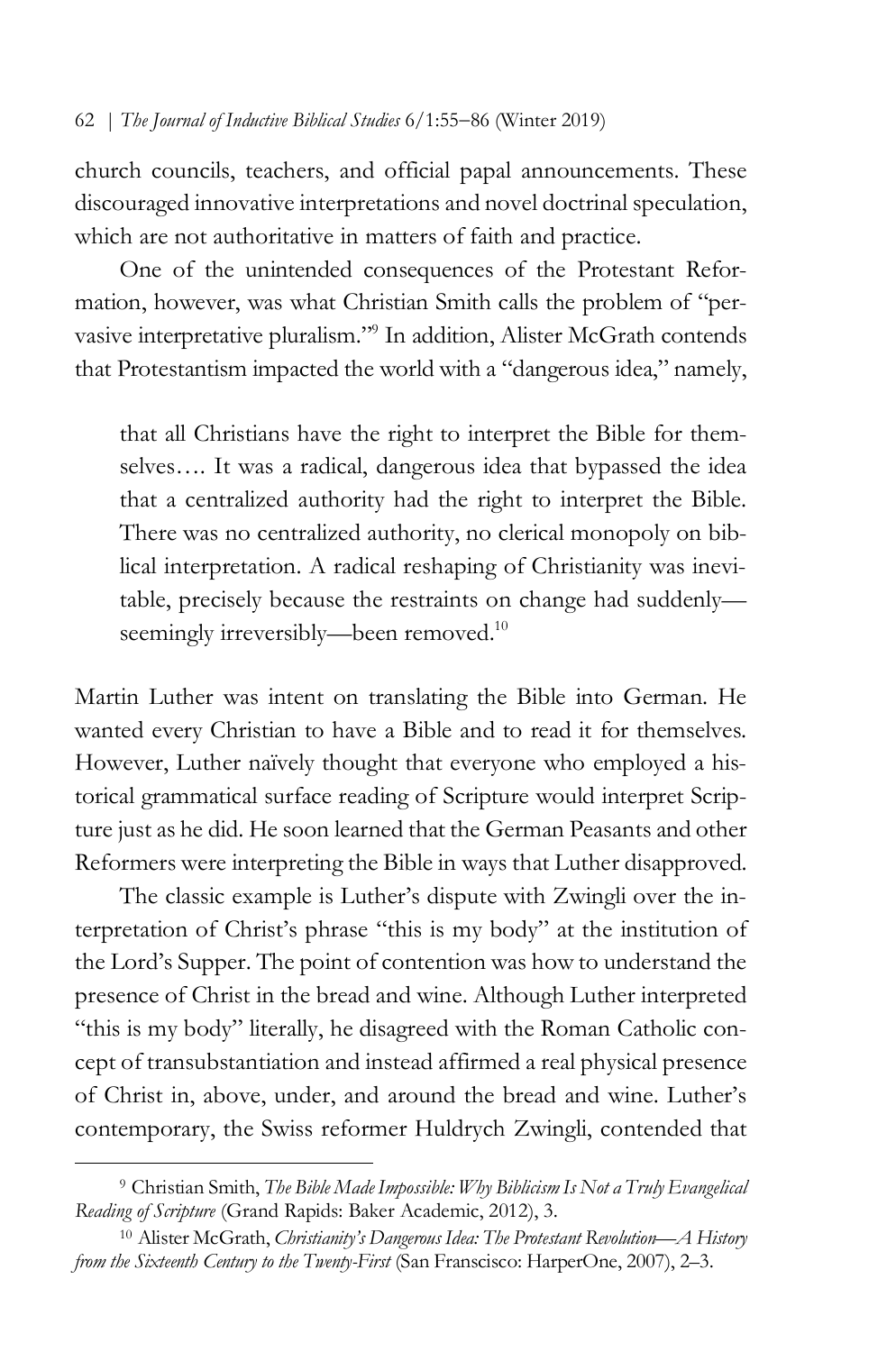church councils, teachers, and official papal announcements. These discouraged innovative interpretations and novel doctrinal speculation, which are not authoritative in matters of faith and practice.

One of the unintended consequences of the Protestant Reformation, however, was what Christian Smith calls the problem of "pervasive interpretative pluralism."[9] In addition, Alister McGrath contends that Protestantism impacted the world with a "dangerous idea," namely,

> that all Christians have the right to interpret the Bible for themselves…. It was a radical, dangerous idea that bypassed the idea that a centralized authority had the right to interpret the Bible. There was no centralized authority, no clerical monopoly on biblical interpretation. A radical reshaping of Christianity was inevitable, precisely because the restraints on change had suddenly—seemingly irreversibly—been removed.[10]

Martin Luther was intent on translating the Bible into German. He wanted every Christian to have a Bible and to read it for themselves. However, Luther naïvely thought that everyone who employed a historical grammatical surface reading of Scripture would interpret Scripture just as he did. He soon learned that the German Peasants and other Reformers were interpreting the Bible in ways that Luther disapproved.

The classic example is Luther's dispute with Zwingli over the interpretation of Christ's phrase "this is my body" at the institution of the Lord's Supper. The point of contention was how to understand the presence of Christ in the bread and wine. Although Luther interpreted "this is my body" literally, he disagreed with the Roman Catholic concept of transubstantiation and instead affirmed a real physical presence of Christ in, above, under, and around the bread and wine. Luther's contemporary, the Swiss reformer Huldrych Zwingli, contended that

---

[9] Christian Smith, *The Bible Made Impossible: Why Biblicism Is Not a Truly Evangelical Reading of Scripture* (Grand Rapids: Baker Academic, 2012), 3.

[10] Alister McGrath, *Christianity's Dangerous Idea: The Protestant Revolution—A History from the Sixteenth Century to the Twenty-First* (San Franscisco: HarperOne, 2007), 2–3.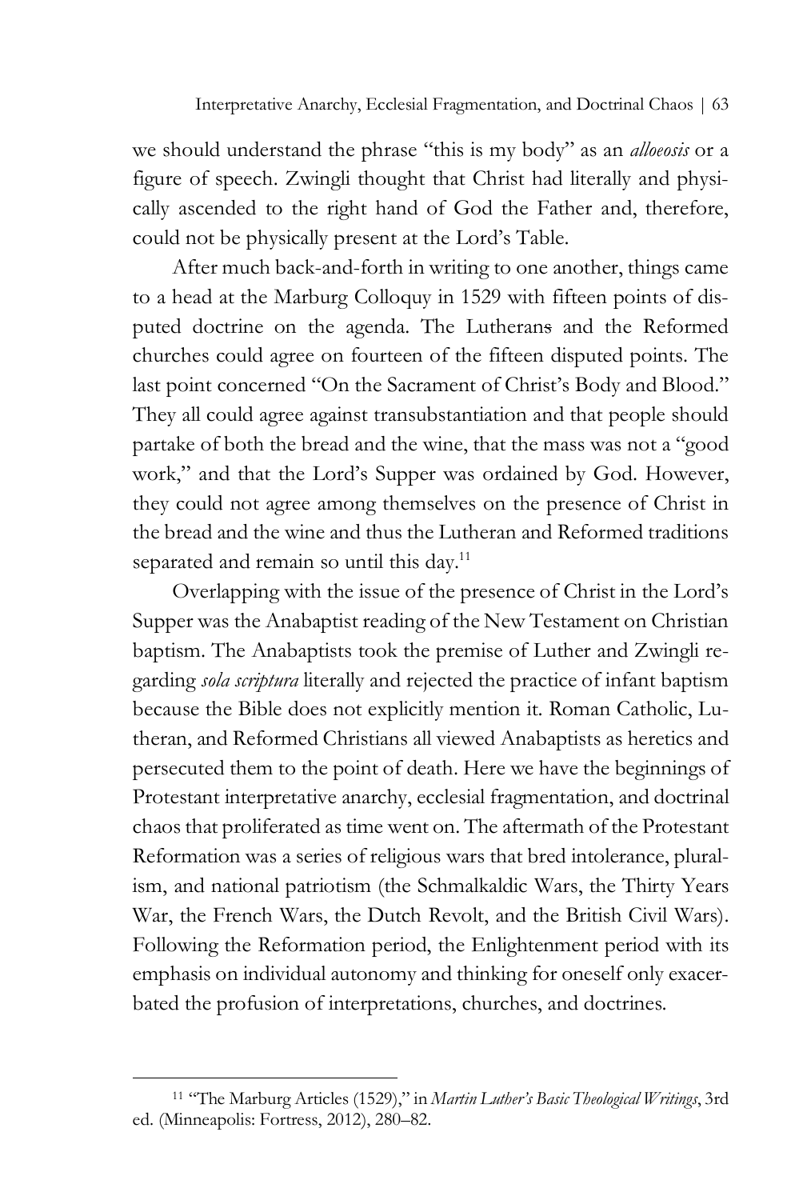we should understand the phrase "this is my body" as an *alloeosis* or a figure of speech. Zwingli thought that Christ had literally and physically ascended to the right hand of God the Father and, therefore, could not be physically present at the Lord's Table.

After much back-and-forth in writing to one another, things came to a head at the Marburg Colloquy in 1529 with fifteen points of disputed doctrine on the agenda. The Lutherans and the Reformed churches could agree on fourteen of the fifteen disputed points. The last point concerned "On the Sacrament of Christ's Body and Blood." They all could agree against transubstantiation and that people should partake of both the bread and the wine, that the mass was not a "good work," and that the Lord's Supper was ordained by God. However, they could not agree among themselves on the presence of Christ in the bread and the wine and thus the Lutheran and Reformed traditions separated and remain so until this day.[11]

Overlapping with the issue of the presence of Christ in the Lord's Supper was the Anabaptist reading of the New Testament on Christian baptism. The Anabaptists took the premise of Luther and Zwingli regarding *sola scriptura* literally and rejected the practice of infant baptism because the Bible does not explicitly mention it. Roman Catholic, Lutheran, and Reformed Christians all viewed Anabaptists as heretics and persecuted them to the point of death. Here we have the beginnings of Protestant interpretative anarchy, ecclesial fragmentation, and doctrinal chaos that proliferated as time went on. The aftermath of the Protestant Reformation was a series of religious wars that bred intolerance, pluralism, and national patriotism (the Schmalkaldic Wars, the Thirty Years War, the French Wars, the Dutch Revolt, and the British Civil Wars). Following the Reformation period, the Enlightenment period with its emphasis on individual autonomy and thinking for oneself only exacerbated the profusion of interpretations, churches, and doctrines.

[11] "The Marburg Articles (1529)," in *Martin Luther's Basic Theological Writings*, 3rd ed. (Minneapolis: Fortress, 2012), 280–82.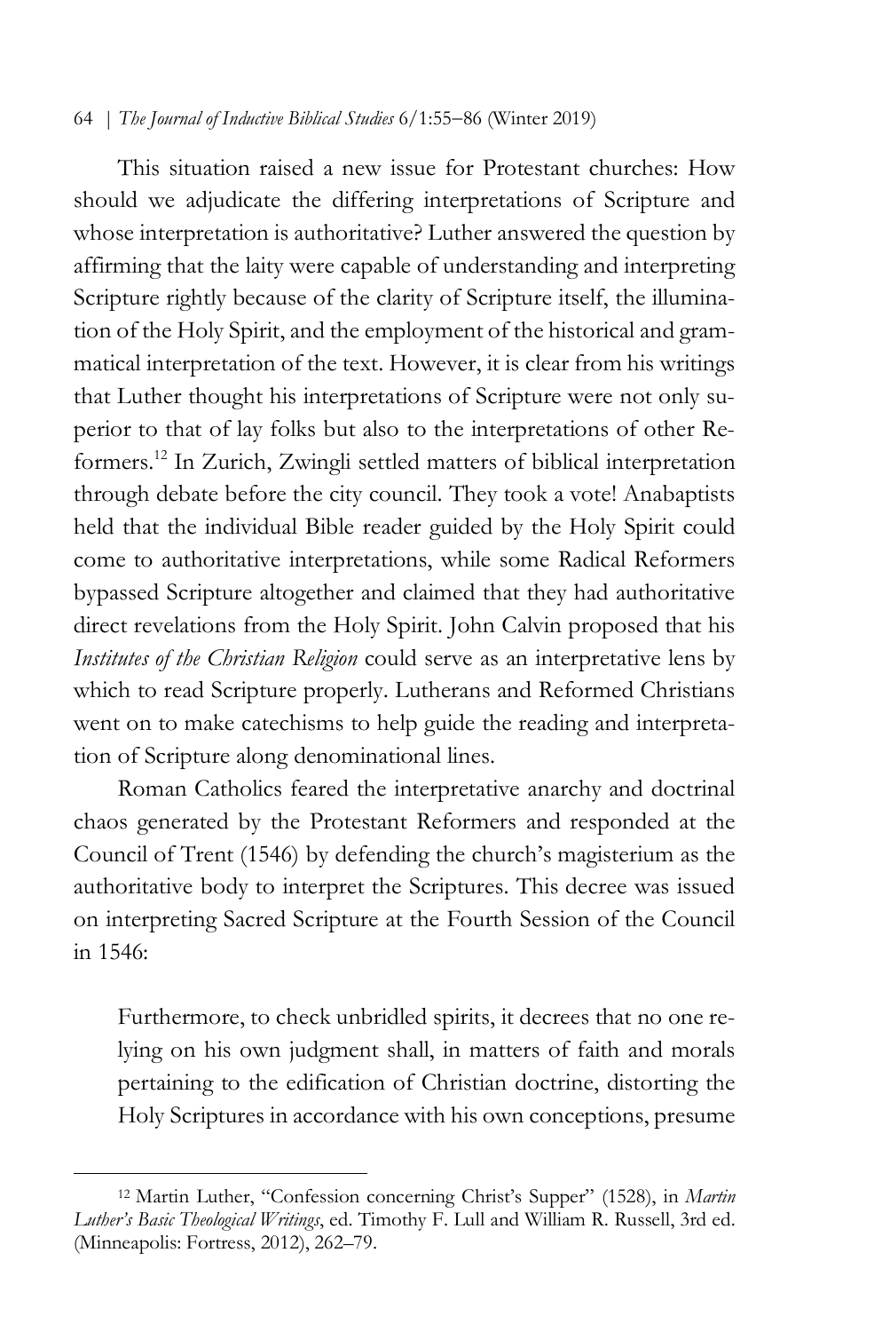This situation raised a new issue for Protestant churches: How should we adjudicate the differing interpretations of Scripture and whose interpretation is authoritative? Luther answered the question by affirming that the laity were capable of understanding and interpreting Scripture rightly because of the clarity of Scripture itself, the illumination of the Holy Spirit, and the employment of the historical and grammatical interpretation of the text. However, it is clear from his writings that Luther thought his interpretations of Scripture were not only superior to that of lay folks but also to the interpretations of other Reformers.[12] In Zurich, Zwingli settled matters of biblical interpretation through debate before the city council. They took a vote! Anabaptists held that the individual Bible reader guided by the Holy Spirit could come to authoritative interpretations, while some Radical Reformers bypassed Scripture altogether and claimed that they had authoritative direct revelations from the Holy Spirit. John Calvin proposed that his *Institutes of the Christian Religion* could serve as an interpretative lens by which to read Scripture properly. Lutherans and Reformed Christians went on to make catechisms to help guide the reading and interpretation of Scripture along denominational lines.

Roman Catholics feared the interpretative anarchy and doctrinal chaos generated by the Protestant Reformers and responded at the Council of Trent (1546) by defending the church's magisterium as the authoritative body to interpret the Scriptures. This decree was issued on interpreting Sacred Scripture at the Fourth Session of the Council in 1546:

> Furthermore, to check unbridled spirits, it decrees that no one relying on his own judgment shall, in matters of faith and morals pertaining to the edification of Christian doctrine, distorting the Holy Scriptures in accordance with his own conceptions, presume

---

[12] Martin Luther, "Confession concerning Christ's Supper" (1528), in *Martin Luther's Basic Theological Writings*, ed. Timothy F. Lull and William R. Russell, 3rd ed. (Minneapolis: Fortress, 2012), 262–79.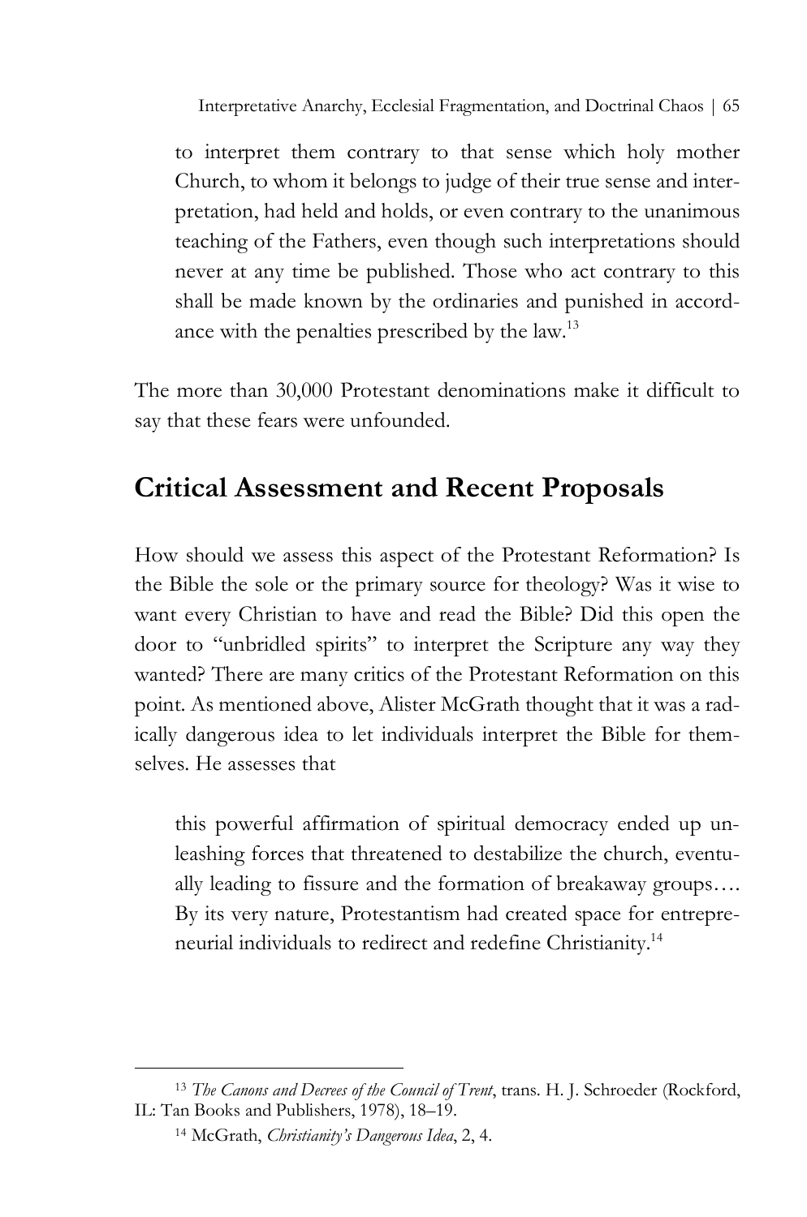> to interpret them contrary to that sense which holy mother Church, to whom it belongs to judge of their true sense and interpretation, had held and holds, or even contrary to the unanimous teaching of the Fathers, even though such interpretations should never at any time be published. Those who act contrary to this shall be made known by the ordinaries and punished in accordance with the penalties prescribed by the law.[13]

The more than 30,000 Protestant denominations make it difficult to say that these fears were unfounded.

## Critical Assessment and Recent Proposals

How should we assess this aspect of the Protestant Reformation? Is the Bible the sole or the primary source for theology? Was it wise to want every Christian to have and read the Bible? Did this open the door to "unbridled spirits" to interpret the Scripture any way they wanted? There are many critics of the Protestant Reformation on this point. As mentioned above, Alister McGrath thought that it was a radically dangerous idea to let individuals interpret the Bible for themselves. He assesses that

> this powerful affirmation of spiritual democracy ended up unleashing forces that threatened to destabilize the church, eventually leading to fissure and the formation of breakaway groups…. By its very nature, Protestantism had created space for entrepreneurial individuals to redirect and redefine Christianity.[14]

---

[13] *The Canons and Decrees of the Council of Trent*, trans. H. J. Schroeder (Rockford, IL: Tan Books and Publishers, 1978), 18–19.

[14] McGrath, *Christianity's Dangerous Idea*, 2, 4.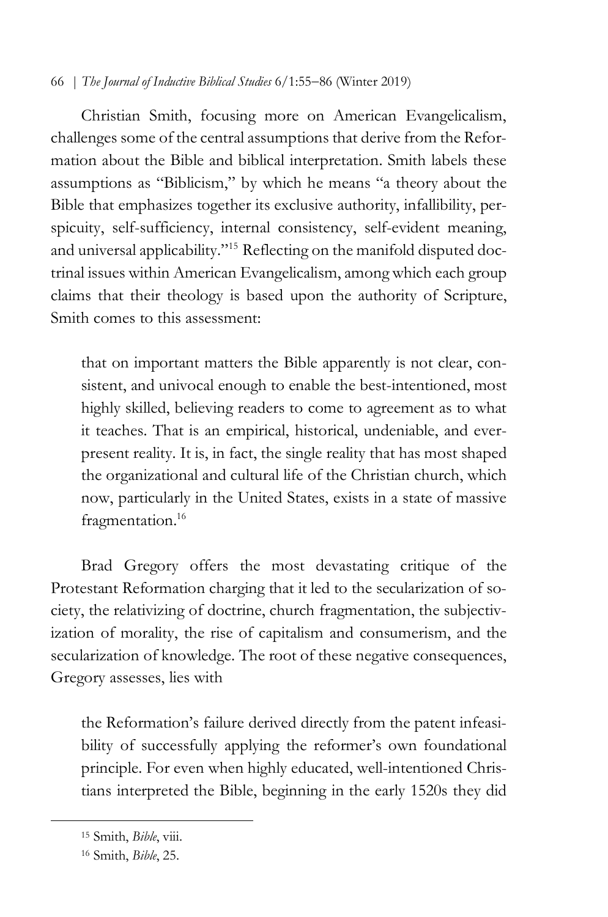Christian Smith, focusing more on American Evangelicalism, challenges some of the central assumptions that derive from the Reformation about the Bible and biblical interpretation. Smith labels these assumptions as "Biblicism," by which he means "a theory about the Bible that emphasizes together its exclusive authority, infallibility, perspicuity, self-sufficiency, internal consistency, self-evident meaning, and universal applicability."[15] Reflecting on the manifold disputed doctrinal issues within American Evangelicalism, among which each group claims that their theology is based upon the authority of Scripture, Smith comes to this assessment:

> that on important matters the Bible apparently is not clear, consistent, and univocal enough to enable the best-intentioned, most highly skilled, believing readers to come to agreement as to what it teaches. That is an empirical, historical, undeniable, and ever-present reality. It is, in fact, the single reality that has most shaped the organizational and cultural life of the Christian church, which now, particularly in the United States, exists in a state of massive fragmentation.[16]

Brad Gregory offers the most devastating critique of the Protestant Reformation charging that it led to the secularization of society, the relativizing of doctrine, church fragmentation, the subjectivization of morality, the rise of capitalism and consumerism, and the secularization of knowledge. The root of these negative consequences, Gregory assesses, lies with

> the Reformation's failure derived directly from the patent infeasibility of successfully applying the reformer's own foundational principle. For even when highly educated, well-intentioned Christians interpreted the Bible, beginning in the early 1520s they did

---

[15] Smith, *Bible*, viii.

[16] Smith, *Bible*, 25.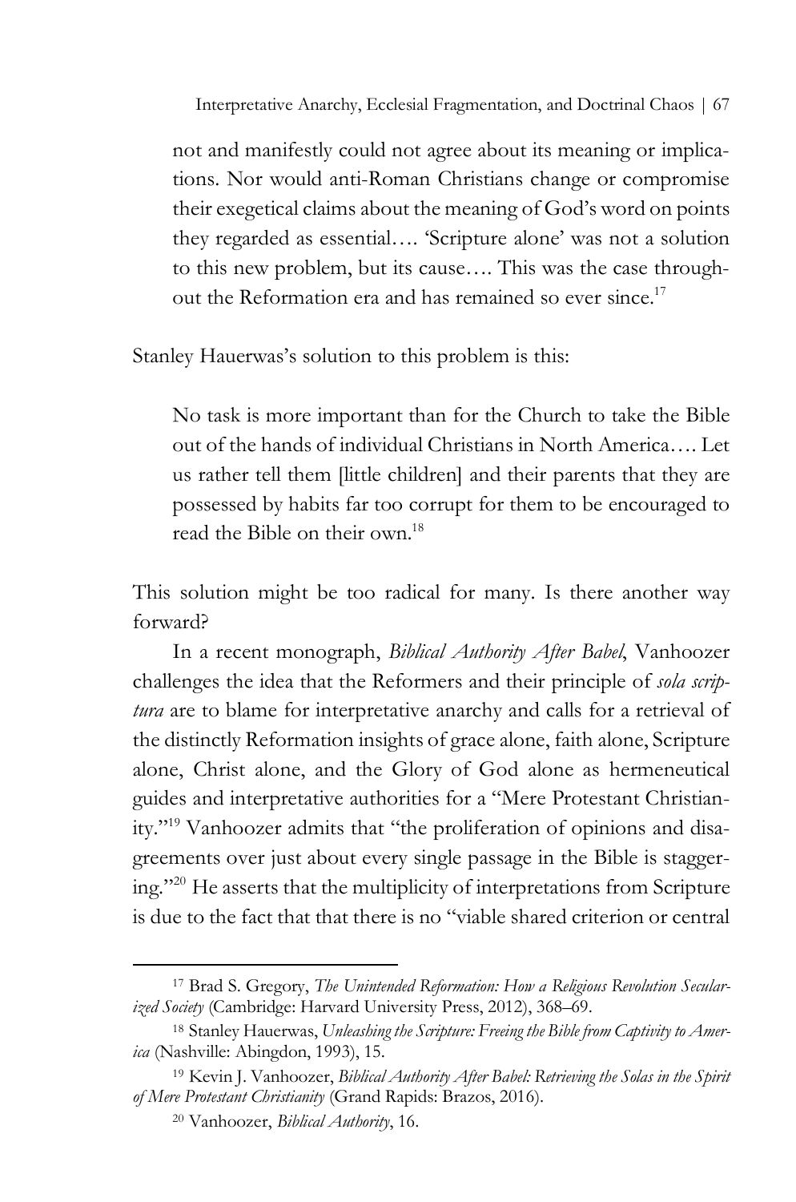> not and manifestly could not agree about its meaning or implications. Nor would anti-Roman Christians change or compromise their exegetical claims about the meaning of God's word on points they regarded as essential…. 'Scripture alone' was not a solution to this new problem, but its cause…. This was the case throughout the Reformation era and has remained so ever since.[17]

Stanley Hauerwas's solution to this problem is this:

> No task is more important than for the Church to take the Bible out of the hands of individual Christians in North America…. Let us rather tell them [little children] and their parents that they are possessed by habits far too corrupt for them to be encouraged to read the Bible on their own.[18]

This solution might be too radical for many. Is there another way forward?

In a recent monograph, *Biblical Authority After Babel*, Vanhoozer challenges the idea that the Reformers and their principle of *sola scriptura* are to blame for interpretative anarchy and calls for a retrieval of the distinctly Reformation insights of grace alone, faith alone, Scripture alone, Christ alone, and the Glory of God alone as hermeneutical guides and interpretative authorities for a "Mere Protestant Christianity."[19] Vanhoozer admits that "the proliferation of opinions and disagreements over just about every single passage in the Bible is staggering."[20] He asserts that the multiplicity of interpretations from Scripture is due to the fact that that there is no "viable shared criterion or central

---

[17] Brad S. Gregory, *The Unintended Reformation: How a Religious Revolution Secularized Society* (Cambridge: Harvard University Press, 2012), 368–69.

[18] Stanley Hauerwas, *Unleashing the Scripture: Freeing the Bible from Captivity to America* (Nashville: Abingdon, 1993), 15.

[19] Kevin J. Vanhoozer, *Biblical Authority After Babel: Retrieving the Solas in the Spirit of Mere Protestant Christianity* (Grand Rapids: Brazos, 2016).

[20] Vanhoozer, *Biblical Authority*, 16.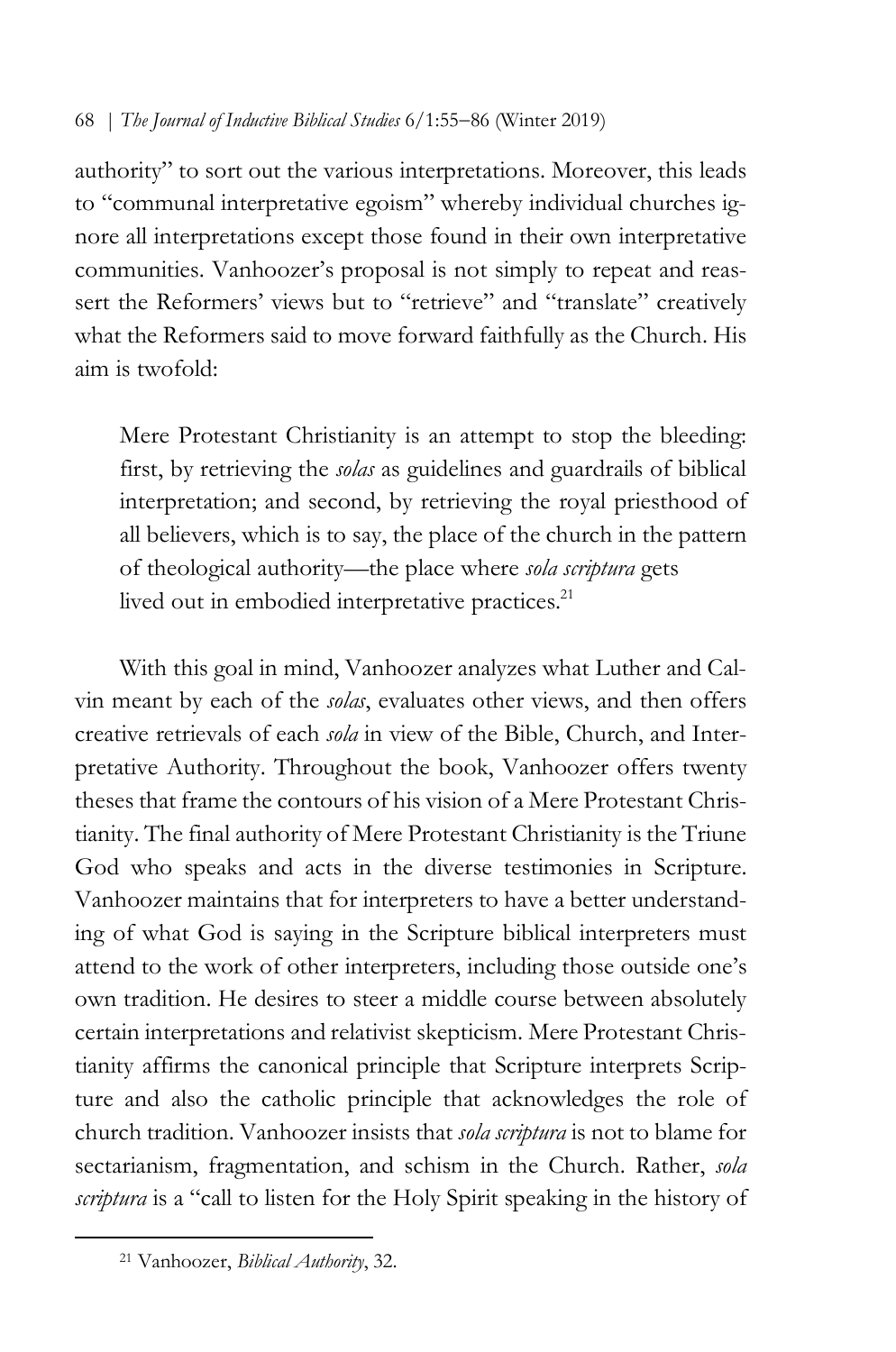authority" to sort out the various interpretations. Moreover, this leads to "communal interpretative egoism" whereby individual churches ignore all interpretations except those found in their own interpretative communities. Vanhoozer's proposal is not simply to repeat and reassert the Reformers' views but to "retrieve" and "translate" creatively what the Reformers said to move forward faithfully as the Church. His aim is twofold:

> Mere Protestant Christianity is an attempt to stop the bleeding: first, by retrieving the *solas* as guidelines and guardrails of biblical interpretation; and second, by retrieving the royal priesthood of all believers, which is to say, the place of the church in the pattern of theological authority—the place where *sola scriptura* gets lived out in embodied interpretative practices.[21]

With this goal in mind, Vanhoozer analyzes what Luther and Calvin meant by each of the *solas*, evaluates other views, and then offers creative retrievals of each *sola* in view of the Bible, Church, and Interpretative Authority. Throughout the book, Vanhoozer offers twenty theses that frame the contours of his vision of a Mere Protestant Christianity. The final authority of Mere Protestant Christianity is the Triune God who speaks and acts in the diverse testimonies in Scripture. Vanhoozer maintains that for interpreters to have a better understanding of what God is saying in the Scripture biblical interpreters must attend to the work of other interpreters, including those outside one's own tradition. He desires to steer a middle course between absolutely certain interpretations and relativist skepticism. Mere Protestant Christianity affirms the canonical principle that Scripture interprets Scripture and also the catholic principle that acknowledges the role of church tradition. Vanhoozer insists that *sola scriptura* is not to blame for sectarianism, fragmentation, and schism in the Church. Rather, *sola scriptura* is a "call to listen for the Holy Spirit speaking in the history of

[21] Vanhoozer, *Biblical Authority*, 32.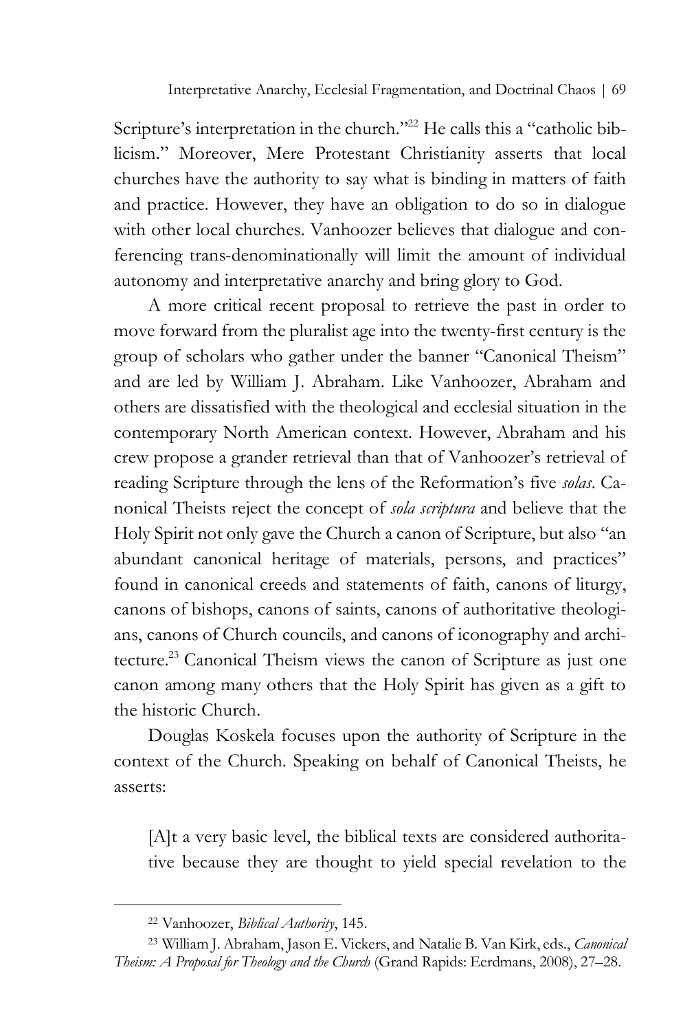Scripture's interpretation in the church."[22] He calls this a "catholic biblicism." Moreover, Mere Protestant Christianity asserts that local churches have the authority to say what is binding in matters of faith and practice. However, they have an obligation to do so in dialogue with other local churches. Vanhoozer believes that dialogue and conferencing trans-denominationally will limit the amount of individual autonomy and interpretative anarchy and bring glory to God.

A more critical recent proposal to retrieve the past in order to move forward from the pluralist age into the twenty-first century is the group of scholars who gather under the banner "Canonical Theism" and are led by William J. Abraham. Like Vanhoozer, Abraham and others are dissatisfied with the theological and ecclesial situation in the contemporary North American context. However, Abraham and his crew propose a grander retrieval than that of Vanhoozer's retrieval of reading Scripture through the lens of the Reformation's five *solas*. Canonical Theists reject the concept of *sola scriptura* and believe that the Holy Spirit not only gave the Church a canon of Scripture, but also "an abundant canonical heritage of materials, persons, and practices" found in canonical creeds and statements of faith, canons of liturgy, canons of bishops, canons of saints, canons of authoritative theologians, canons of Church councils, and canons of iconography and architecture.[23] Canonical Theism views the canon of Scripture as just one canon among many others that the Holy Spirit has given as a gift to the historic Church.

Douglas Koskela focuses upon the authority of Scripture in the context of the Church. Speaking on behalf of Canonical Theists, he asserts:

> [A]t a very basic level, the biblical texts are considered authoritative because they are thought to yield special revelation to the

---

[22] Vanhoozer, *Biblical Authority*, 145.

[23] William J. Abraham, Jason E. Vickers, and Natalie B. Van Kirk, eds., *Canonical Theism: A Proposal for Theology and the Church* (Grand Rapids: Eerdmans, 2008), 27–28.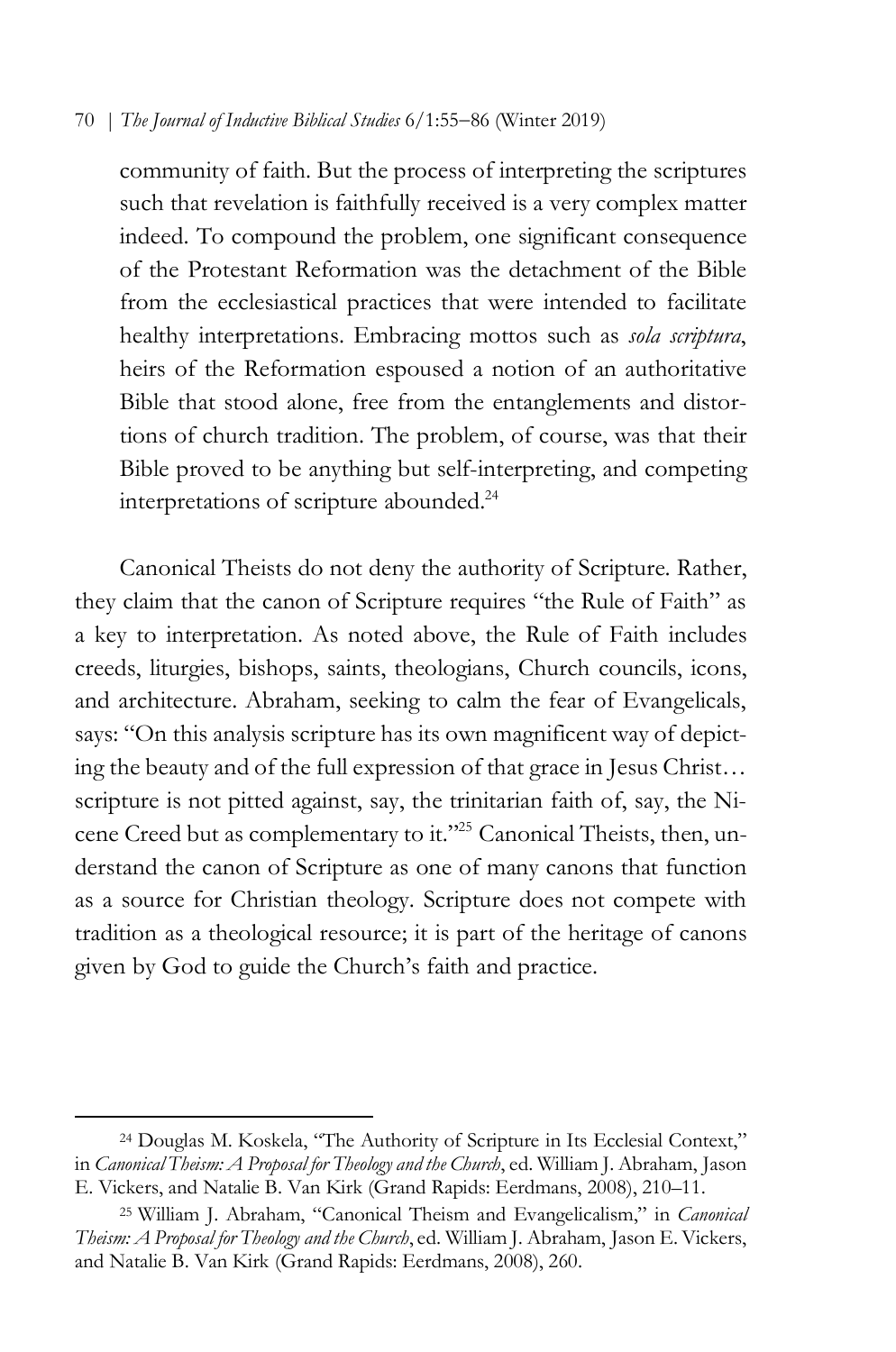> community of faith. But the process of interpreting the scriptures such that revelation is faithfully received is a very complex matter indeed. To compound the problem, one significant consequence of the Protestant Reformation was the detachment of the Bible from the ecclesiastical practices that were intended to facilitate healthy interpretations. Embracing mottos such as *sola scriptura*, heirs of the Reformation espoused a notion of an authoritative Bible that stood alone, free from the entanglements and distortions of church tradition. The problem, of course, was that their Bible proved to be anything but self-interpreting, and competing interpretations of scripture abounded.[24]

Canonical Theists do not deny the authority of Scripture. Rather, they claim that the canon of Scripture requires "the Rule of Faith" as a key to interpretation. As noted above, the Rule of Faith includes creeds, liturgies, bishops, saints, theologians, Church councils, icons, and architecture. Abraham, seeking to calm the fear of Evangelicals, says: "On this analysis scripture has its own magnificent way of depicting the beauty and of the full expression of that grace in Jesus Christ… scripture is not pitted against, say, the trinitarian faith of, say, the Nicene Creed but as complementary to it."[25] Canonical Theists, then, understand the canon of Scripture as one of many canons that function as a source for Christian theology. Scripture does not compete with tradition as a theological resource; it is part of the heritage of canons given by God to guide the Church's faith and practice.

---

[24] Douglas M. Koskela, "The Authority of Scripture in Its Ecclesial Context," in *Canonical Theism: A Proposal for Theology and the Church*, ed. William J. Abraham, Jason E. Vickers, and Natalie B. Van Kirk (Grand Rapids: Eerdmans, 2008), 210–11.

[25] William J. Abraham, "Canonical Theism and Evangelicalism," in *Canonical Theism: A Proposal for Theology and the Church*, ed. William J. Abraham, Jason E. Vickers, and Natalie B. Van Kirk (Grand Rapids: Eerdmans, 2008), 260.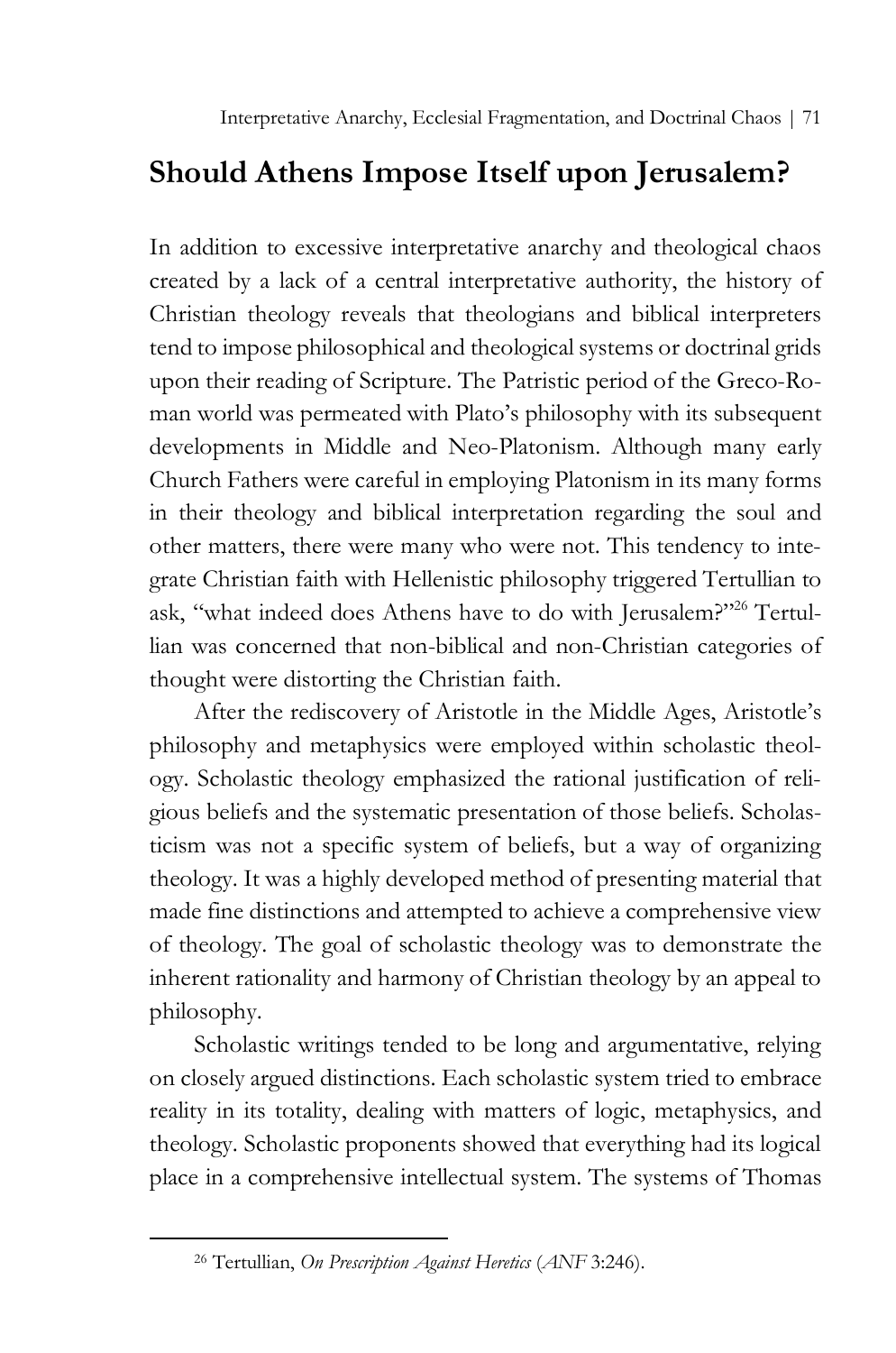## Should Athens Impose Itself upon Jerusalem?

In addition to excessive interpretative anarchy and theological chaos created by a lack of a central interpretative authority, the history of Christian theology reveals that theologians and biblical interpreters tend to impose philosophical and theological systems or doctrinal grids upon their reading of Scripture. The Patristic period of the Greco-Roman world was permeated with Plato's philosophy with its subsequent developments in Middle and Neo-Platonism. Although many early Church Fathers were careful in employing Platonism in its many forms in their theology and biblical interpretation regarding the soul and other matters, there were many who were not. This tendency to integrate Christian faith with Hellenistic philosophy triggered Tertullian to ask, "what indeed does Athens have to do with Jerusalem?"[26] Tertullian was concerned that non-biblical and non-Christian categories of thought were distorting the Christian faith.

After the rediscovery of Aristotle in the Middle Ages, Aristotle's philosophy and metaphysics were employed within scholastic theology. Scholastic theology emphasized the rational justification of religious beliefs and the systematic presentation of those beliefs. Scholasticism was not a specific system of beliefs, but a way of organizing theology. It was a highly developed method of presenting material that made fine distinctions and attempted to achieve a comprehensive view of theology. The goal of scholastic theology was to demonstrate the inherent rationality and harmony of Christian theology by an appeal to philosophy.

Scholastic writings tended to be long and argumentative, relying on closely argued distinctions. Each scholastic system tried to embrace reality in its totality, dealing with matters of logic, metaphysics, and theology. Scholastic proponents showed that everything had its logical place in a comprehensive intellectual system. The systems of Thomas

[26] Tertullian, *On Prescription Against Heretics* (*ANF* 3:246).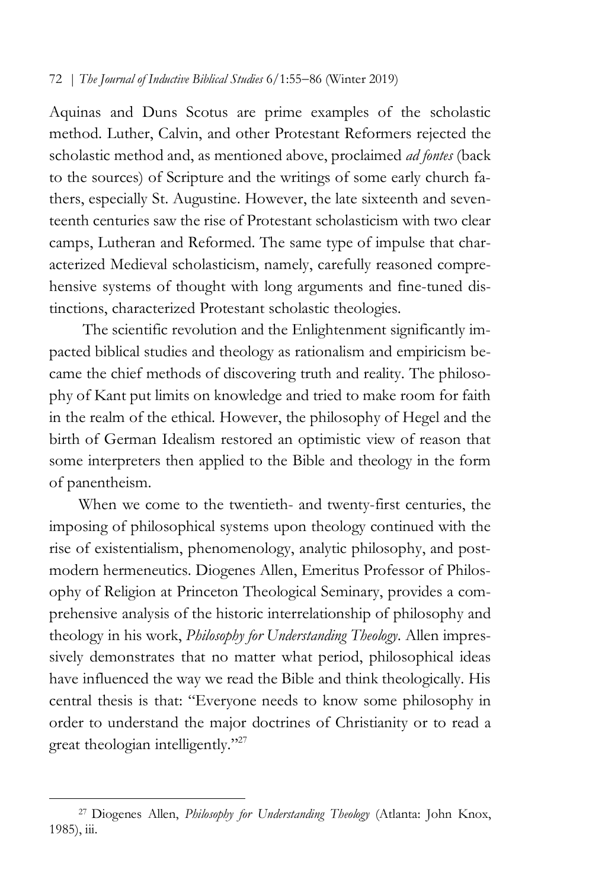Aquinas and Duns Scotus are prime examples of the scholastic method. Luther, Calvin, and other Protestant Reformers rejected the scholastic method and, as mentioned above, proclaimed *ad fontes* (back to the sources) of Scripture and the writings of some early church fathers, especially St. Augustine. However, the late sixteenth and seventeenth centuries saw the rise of Protestant scholasticism with two clear camps, Lutheran and Reformed. The same type of impulse that characterized Medieval scholasticism, namely, carefully reasoned comprehensive systems of thought with long arguments and fine-tuned distinctions, characterized Protestant scholastic theologies.

The scientific revolution and the Enlightenment significantly impacted biblical studies and theology as rationalism and empiricism became the chief methods of discovering truth and reality. The philosophy of Kant put limits on knowledge and tried to make room for faith in the realm of the ethical. However, the philosophy of Hegel and the birth of German Idealism restored an optimistic view of reason that some interpreters then applied to the Bible and theology in the form of panentheism.

When we come to the twentieth- and twenty-first centuries, the imposing of philosophical systems upon theology continued with the rise of existentialism, phenomenology, analytic philosophy, and postmodern hermeneutics. Diogenes Allen, Emeritus Professor of Philosophy of Religion at Princeton Theological Seminary, provides a comprehensive analysis of the historic interrelationship of philosophy and theology in his work, *Philosophy for Understanding Theology*. Allen impressively demonstrates that no matter what period, philosophical ideas have influenced the way we read the Bible and think theologically. His central thesis is that: "Everyone needs to know some philosophy in order to understand the major doctrines of Christianity or to read a great theologian intelligently."[27]

---

[27] Diogenes Allen, *Philosophy for Understanding Theology* (Atlanta: John Knox, 1985), iii.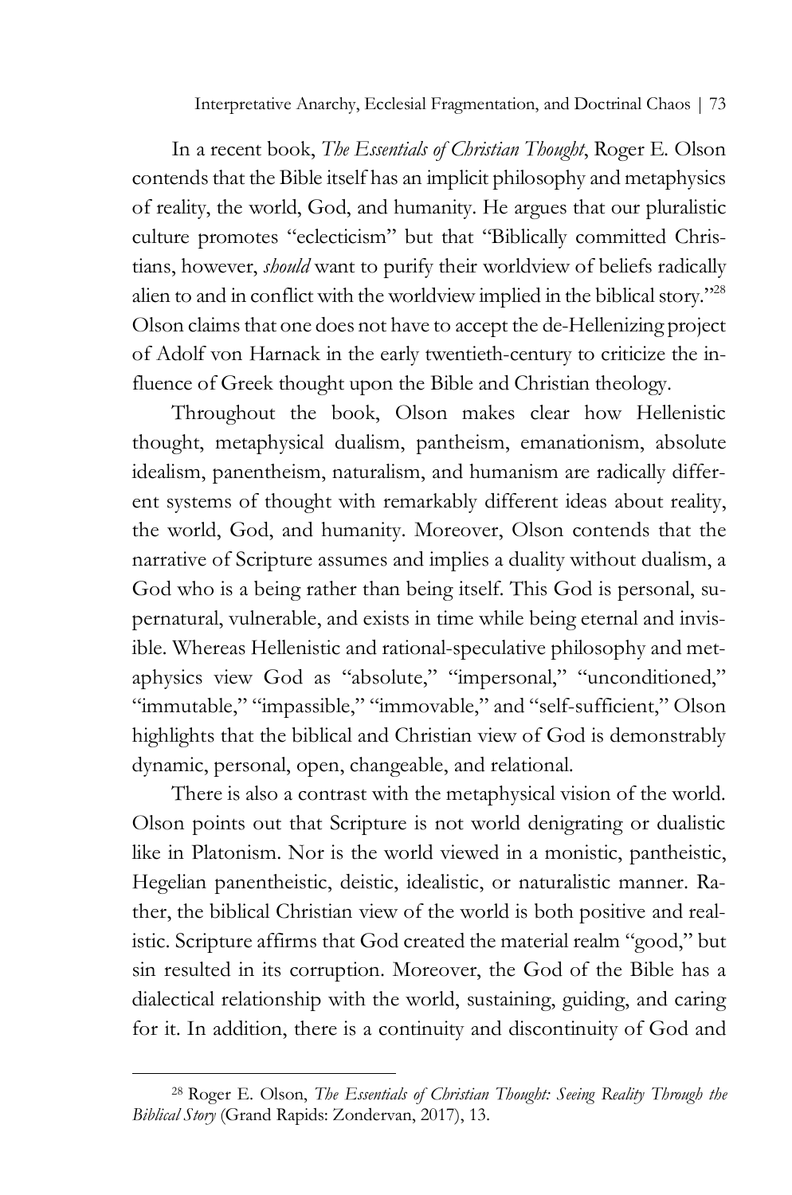In a recent book, *The Essentials of Christian Thought*, Roger E. Olson contends that the Bible itself has an implicit philosophy and metaphysics of reality, the world, God, and humanity. He argues that our pluralistic culture promotes "eclecticism" but that "Biblically committed Christians, however, *should* want to purify their worldview of beliefs radically alien to and in conflict with the worldview implied in the biblical story."[28] Olson claims that one does not have to accept the de-Hellenizing project of Adolf von Harnack in the early twentieth-century to criticize the influence of Greek thought upon the Bible and Christian theology.

Throughout the book, Olson makes clear how Hellenistic thought, metaphysical dualism, pantheism, emanationism, absolute idealism, panentheism, naturalism, and humanism are radically different systems of thought with remarkably different ideas about reality, the world, God, and humanity. Moreover, Olson contends that the narrative of Scripture assumes and implies a duality without dualism, a God who is a being rather than being itself. This God is personal, supernatural, vulnerable, and exists in time while being eternal and invisible. Whereas Hellenistic and rational-speculative philosophy and metaphysics view God as "absolute," "impersonal," "unconditioned," "immutable," "impassible," "immovable," and "self-sufficient," Olson highlights that the biblical and Christian view of God is demonstrably dynamic, personal, open, changeable, and relational.

There is also a contrast with the metaphysical vision of the world. Olson points out that Scripture is not world denigrating or dualistic like in Platonism. Nor is the world viewed in a monistic, pantheistic, Hegelian panentheistic, deistic, idealistic, or naturalistic manner. Rather, the biblical Christian view of the world is both positive and realistic. Scripture affirms that God created the material realm "good," but sin resulted in its corruption. Moreover, the God of the Bible has a dialectical relationship with the world, sustaining, guiding, and caring for it. In addition, there is a continuity and discontinuity of God and

---

[28] Roger E. Olson, *The Essentials of Christian Thought: Seeing Reality Through the Biblical Story* (Grand Rapids: Zondervan, 2017), 13.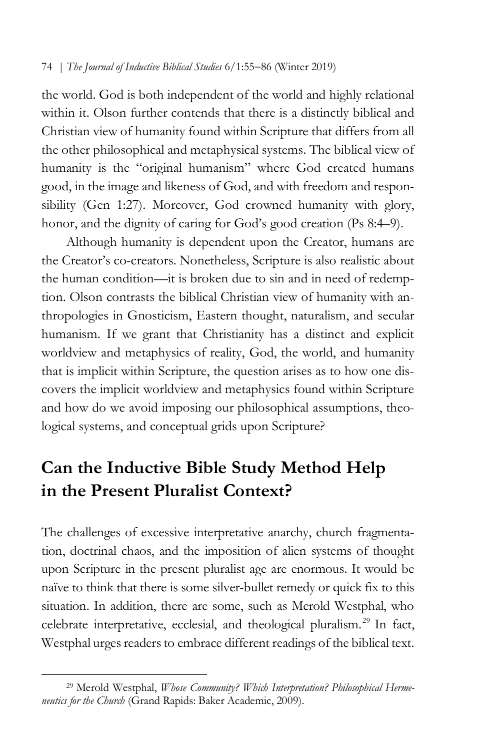the world. God is both independent of the world and highly relational within it. Olson further contends that there is a distinctly biblical and Christian view of humanity found within Scripture that differs from all the other philosophical and metaphysical systems. The biblical view of humanity is the "original humanism" where God created humans good, in the image and likeness of God, and with freedom and responsibility (Gen 1:27). Moreover, God crowned humanity with glory, honor, and the dignity of caring for God's good creation (Ps 8:4–9).

Although humanity is dependent upon the Creator, humans are the Creator's co-creators. Nonetheless, Scripture is also realistic about the human condition—it is broken due to sin and in need of redemption. Olson contrasts the biblical Christian view of humanity with anthropologies in Gnosticism, Eastern thought, naturalism, and secular humanism. If we grant that Christianity has a distinct and explicit worldview and metaphysics of reality, God, the world, and humanity that is implicit within Scripture, the question arises as to how one discovers the implicit worldview and metaphysics found within Scripture and how do we avoid imposing our philosophical assumptions, theological systems, and conceptual grids upon Scripture?

## Can the Inductive Bible Study Method Help in the Present Pluralist Context?

The challenges of excessive interpretative anarchy, church fragmentation, doctrinal chaos, and the imposition of alien systems of thought upon Scripture in the present pluralist age are enormous. It would be naïve to think that there is some silver-bullet remedy or quick fix to this situation. In addition, there are some, such as Merold Westphal, who celebrate interpretative, ecclesial, and theological pluralism.[29] In fact, Westphal urges readers to embrace different readings of the biblical text.

[29] Merold Westphal, *Whose Community? Which Interpretation? Philosophical Hermeneutics for the Church* (Grand Rapids: Baker Academic, 2009).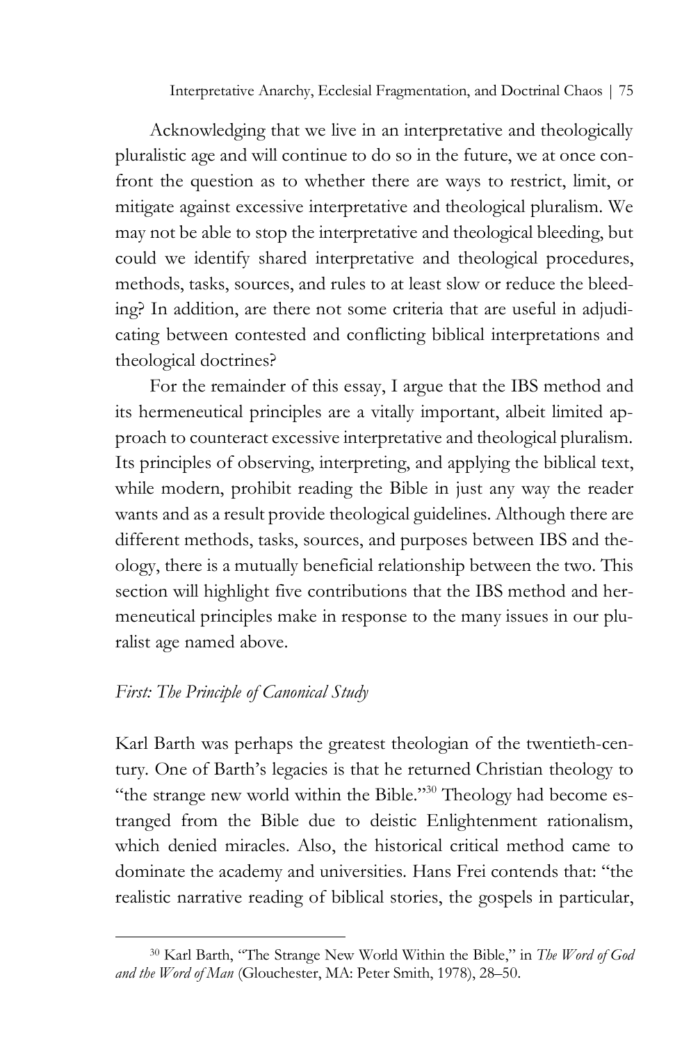Acknowledging that we live in an interpretative and theologically pluralistic age and will continue to do so in the future, we at once confront the question as to whether there are ways to restrict, limit, or mitigate against excessive interpretative and theological pluralism. We may not be able to stop the interpretative and theological bleeding, but could we identify shared interpretative and theological procedures, methods, tasks, sources, and rules to at least slow or reduce the bleeding? In addition, are there not some criteria that are useful in adjudicating between contested and conflicting biblical interpretations and theological doctrines?

For the remainder of this essay, I argue that the IBS method and its hermeneutical principles are a vitally important, albeit limited approach to counteract excessive interpretative and theological pluralism. Its principles of observing, interpreting, and applying the biblical text, while modern, prohibit reading the Bible in just any way the reader wants and as a result provide theological guidelines. Although there are different methods, tasks, sources, and purposes between IBS and theology, there is a mutually beneficial relationship between the two. This section will highlight five contributions that the IBS method and hermeneutical principles make in response to the many issues in our pluralist age named above.

### *First: The Principle of Canonical Study*

Karl Barth was perhaps the greatest theologian of the twentieth-century. One of Barth's legacies is that he returned Christian theology to "the strange new world within the Bible."[30] Theology had become estranged from the Bible due to deistic Enlightenment rationalism, which denied miracles. Also, the historical critical method came to dominate the academy and universities. Hans Frei contends that: "the realistic narrative reading of biblical stories, the gospels in particular,

---

[30] Karl Barth, "The Strange New World Within the Bible," in *The Word of God and the Word of Man* (Glouchester, MA: Peter Smith, 1978), 28–50.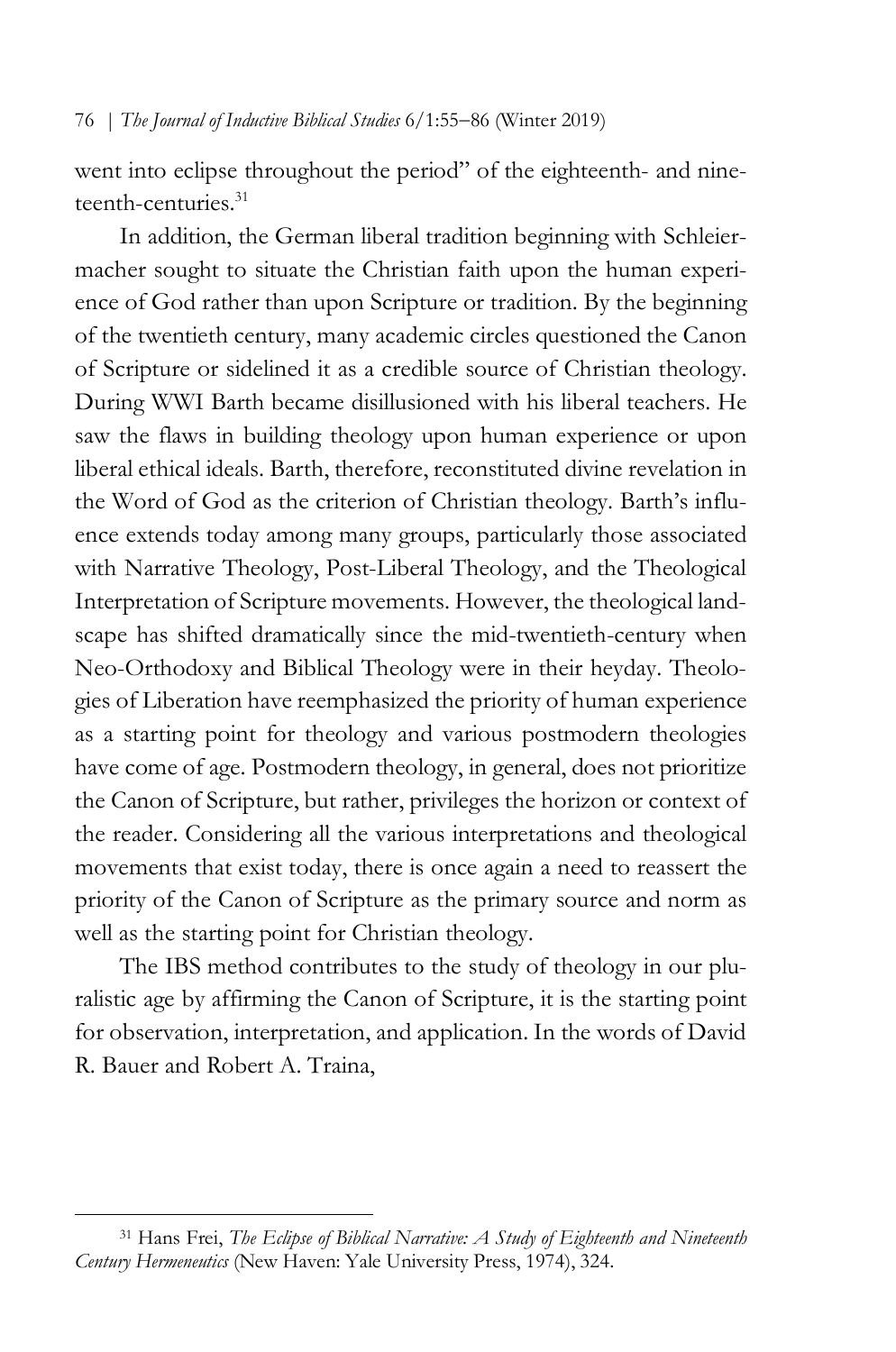went into eclipse throughout the period" of the eighteenth- and nineteenth-centuries.[31]

In addition, the German liberal tradition beginning with Schleiermacher sought to situate the Christian faith upon the human experience of God rather than upon Scripture or tradition. By the beginning of the twentieth century, many academic circles questioned the Canon of Scripture or sidelined it as a credible source of Christian theology. During WWI Barth became disillusioned with his liberal teachers. He saw the flaws in building theology upon human experience or upon liberal ethical ideals. Barth, therefore, reconstituted divine revelation in the Word of God as the criterion of Christian theology. Barth's influence extends today among many groups, particularly those associated with Narrative Theology, Post-Liberal Theology, and the Theological Interpretation of Scripture movements. However, the theological landscape has shifted dramatically since the mid-twentieth-century when Neo-Orthodoxy and Biblical Theology were in their heyday. Theologies of Liberation have reemphasized the priority of human experience as a starting point for theology and various postmodern theologies have come of age. Postmodern theology, in general, does not prioritize the Canon of Scripture, but rather, privileges the horizon or context of the reader. Considering all the various interpretations and theological movements that exist today, there is once again a need to reassert the priority of the Canon of Scripture as the primary source and norm as well as the starting point for Christian theology.

The IBS method contributes to the study of theology in our pluralistic age by affirming the Canon of Scripture, it is the starting point for observation, interpretation, and application. In the words of David R. Bauer and Robert A. Traina,

---

[31] Hans Frei, *The Eclipse of Biblical Narrative: A Study of Eighteenth and Nineteenth Century Hermeneutics* (New Haven: Yale University Press, 1974), 324.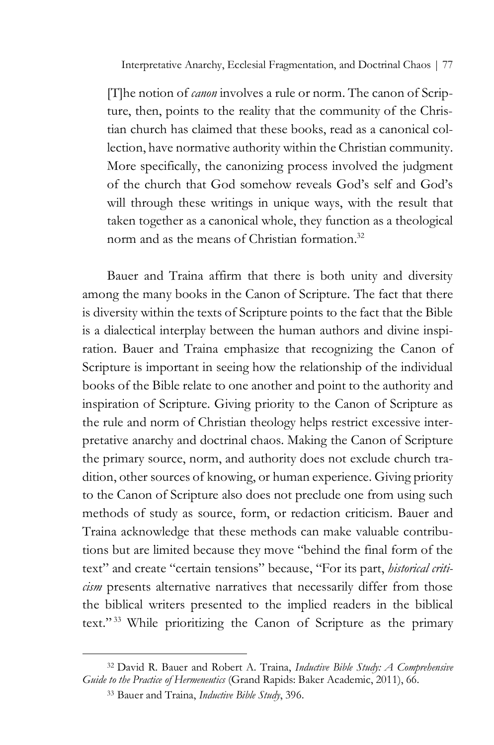> [T]he notion of *canon* involves a rule or norm. The canon of Scripture, then, points to the reality that the community of the Christian church has claimed that these books, read as a canonical collection, have normative authority within the Christian community. More specifically, the canonizing process involved the judgment of the church that God somehow reveals God's self and God's will through these writings in unique ways, with the result that taken together as a canonical whole, they function as a theological norm and as the means of Christian formation.[32]

Bauer and Traina affirm that there is both unity and diversity among the many books in the Canon of Scripture. The fact that there is diversity within the texts of Scripture points to the fact that the Bible is a dialectical interplay between the human authors and divine inspiration. Bauer and Traina emphasize that recognizing the Canon of Scripture is important in seeing how the relationship of the individual books of the Bible relate to one another and point to the authority and inspiration of Scripture. Giving priority to the Canon of Scripture as the rule and norm of Christian theology helps restrict excessive interpretative anarchy and doctrinal chaos. Making the Canon of Scripture the primary source, norm, and authority does not exclude church tradition, other sources of knowing, or human experience. Giving priority to the Canon of Scripture also does not preclude one from using such methods of study as source, form, or redaction criticism. Bauer and Traina acknowledge that these methods can make valuable contributions but are limited because they move "behind the final form of the text" and create "certain tensions" because, "For its part, *historical criticism* presents alternative narratives that necessarily differ from those the biblical writers presented to the implied readers in the biblical text."[33] While prioritizing the Canon of Scripture as the primary

---

[32] David R. Bauer and Robert A. Traina, *Inductive Bible Study: A Comprehensive Guide to the Practice of Hermeneutics* (Grand Rapids: Baker Academic, 2011), 66.

[33] Bauer and Traina, *Inductive Bible Study*, 396.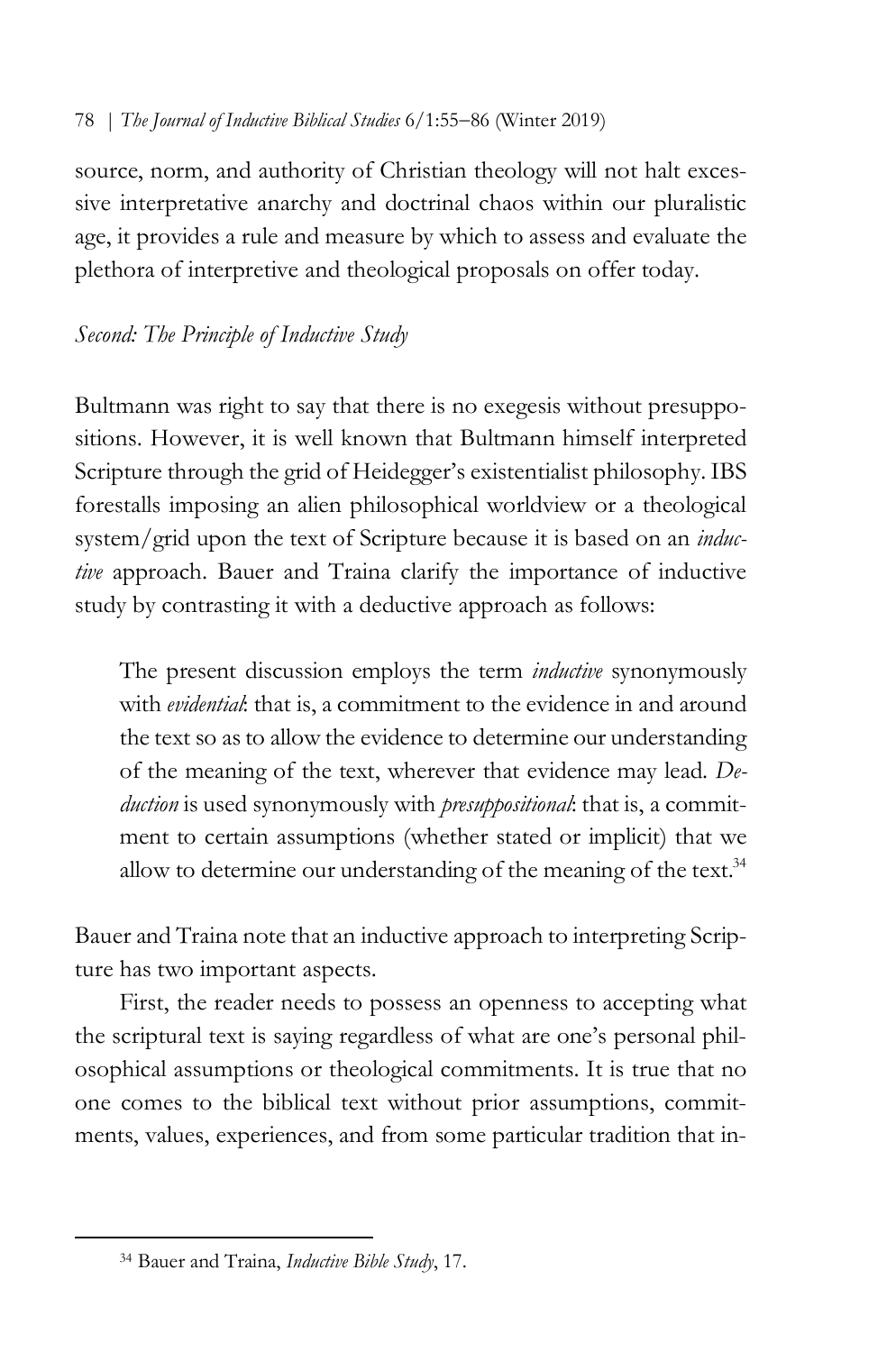source, norm, and authority of Christian theology will not halt excessive interpretative anarchy and doctrinal chaos within our pluralistic age, it provides a rule and measure by which to assess and evaluate the plethora of interpretive and theological proposals on offer today.

*Second: The Principle of Inductive Study*

Bultmann was right to say that there is no exegesis without presuppositions. However, it is well known that Bultmann himself interpreted Scripture through the grid of Heidegger's existentialist philosophy. IBS forestalls imposing an alien philosophical worldview or a theological system/grid upon the text of Scripture because it is based on an *inductive* approach. Bauer and Traina clarify the importance of inductive study by contrasting it with a deductive approach as follows:

> The present discussion employs the term *inductive* synonymously with *evidential*: that is, a commitment to the evidence in and around the text so as to allow the evidence to determine our understanding of the meaning of the text, wherever that evidence may lead. *Deduction* is used synonymously with *presuppositional*: that is, a commitment to certain assumptions (whether stated or implicit) that we allow to determine our understanding of the meaning of the text.[34]

Bauer and Traina note that an inductive approach to interpreting Scripture has two important aspects.

First, the reader needs to possess an openness to accepting what the scriptural text is saying regardless of what are one's personal philosophical assumptions or theological commitments. It is true that no one comes to the biblical text without prior assumptions, commitments, values, experiences, and from some particular tradition that in-

---

[34] Bauer and Traina, *Inductive Bible Study*, 17.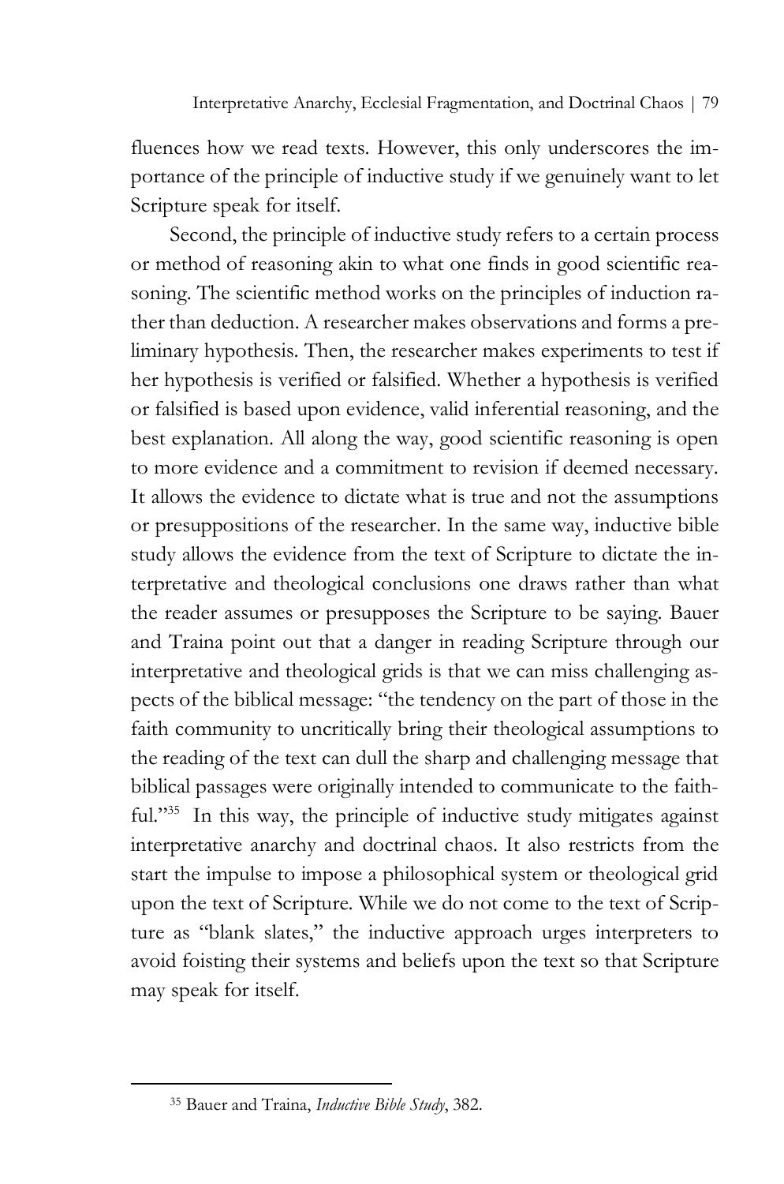fluences how we read texts. However, this only underscores the importance of the principle of inductive study if we genuinely want to let Scripture speak for itself.

Second, the principle of inductive study refers to a certain process or method of reasoning akin to what one finds in good scientific reasoning. The scientific method works on the principles of induction rather than deduction. A researcher makes observations and forms a preliminary hypothesis. Then, the researcher makes experiments to test if her hypothesis is verified or falsified. Whether a hypothesis is verified or falsified is based upon evidence, valid inferential reasoning, and the best explanation. All along the way, good scientific reasoning is open to more evidence and a commitment to revision if deemed necessary. It allows the evidence to dictate what is true and not the assumptions or presuppositions of the researcher. In the same way, inductive bible study allows the evidence from the text of Scripture to dictate the interpretative and theological conclusions one draws rather than what the reader assumes or presupposes the Scripture to be saying. Bauer and Traina point out that a danger in reading Scripture through our interpretative and theological grids is that we can miss challenging aspects of the biblical message: "the tendency on the part of those in the faith community to uncritically bring their theological assumptions to the reading of the text can dull the sharp and challenging message that biblical passages were originally intended to communicate to the faithful."[35] In this way, the principle of inductive study mitigates against interpretative anarchy and doctrinal chaos. It also restricts from the start the impulse to impose a philosophical system or theological grid upon the text of Scripture. While we do not come to the text of Scripture as "blank slates," the inductive approach urges interpreters to avoid foisting their systems and beliefs upon the text so that Scripture may speak for itself.

---

[35] Bauer and Traina, *Inductive Bible Study*, 382.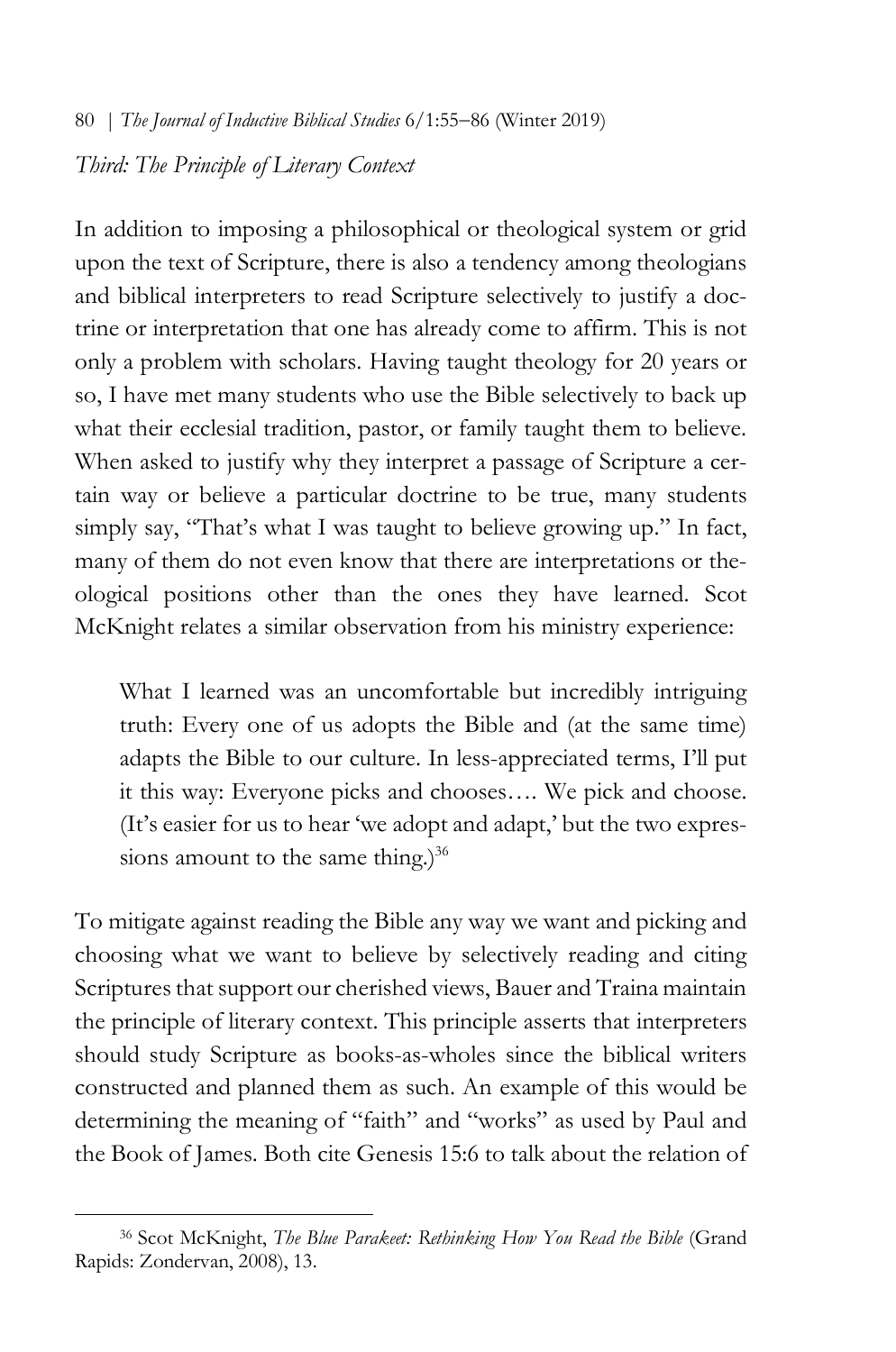*Third: The Principle of Literary Context*

In addition to imposing a philosophical or theological system or grid upon the text of Scripture, there is also a tendency among theologians and biblical interpreters to read Scripture selectively to justify a doctrine or interpretation that one has already come to affirm. This is not only a problem with scholars. Having taught theology for 20 years or so, I have met many students who use the Bible selectively to back up what their ecclesial tradition, pastor, or family taught them to believe. When asked to justify why they interpret a passage of Scripture a certain way or believe a particular doctrine to be true, many students simply say, "That's what I was taught to believe growing up." In fact, many of them do not even know that there are interpretations or theological positions other than the ones they have learned. Scot McKnight relates a similar observation from his ministry experience:

> What I learned was an uncomfortable but incredibly intriguing truth: Every one of us adopts the Bible and (at the same time) adapts the Bible to our culture. In less-appreciated terms, I'll put it this way: Everyone picks and chooses…. We pick and choose. (It's easier for us to hear 'we adopt and adapt,' but the two expressions amount to the same thing.)[36]

To mitigate against reading the Bible any way we want and picking and choosing what we want to believe by selectively reading and citing Scriptures that support our cherished views, Bauer and Traina maintain the principle of literary context. This principle asserts that interpreters should study Scripture as books-as-wholes since the biblical writers constructed and planned them as such. An example of this would be determining the meaning of "faith" and "works" as used by Paul and the Book of James. Both cite Genesis 15:6 to talk about the relation of

[36] Scot McKnight, *The Blue Parakeet: Rethinking How You Read the Bible* (Grand Rapids: Zondervan, 2008), 13.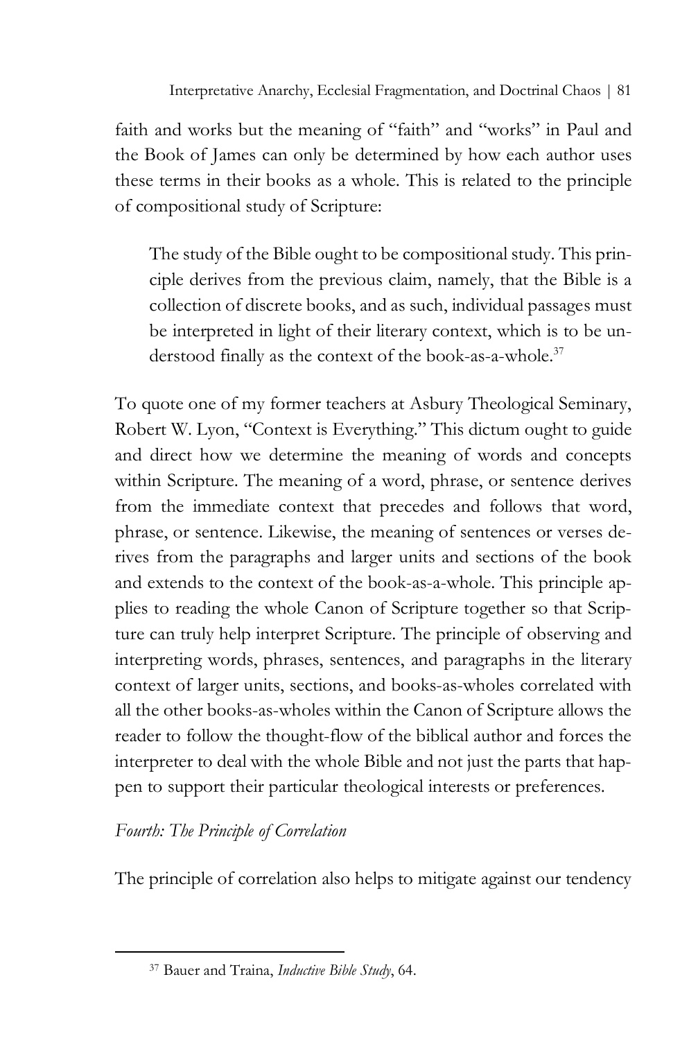faith and works but the meaning of "faith" and "works" in Paul and the Book of James can only be determined by how each author uses these terms in their books as a whole. This is related to the principle of compositional study of Scripture:

> The study of the Bible ought to be compositional study. This principle derives from the previous claim, namely, that the Bible is a collection of discrete books, and as such, individual passages must be interpreted in light of their literary context, which is to be understood finally as the context of the book-as-a-whole.[37]

To quote one of my former teachers at Asbury Theological Seminary, Robert W. Lyon, "Context is Everything." This dictum ought to guide and direct how we determine the meaning of words and concepts within Scripture. The meaning of a word, phrase, or sentence derives from the immediate context that precedes and follows that word, phrase, or sentence. Likewise, the meaning of sentences or verses derives from the paragraphs and larger units and sections of the book and extends to the context of the book-as-a-whole. This principle applies to reading the whole Canon of Scripture together so that Scripture can truly help interpret Scripture. The principle of observing and interpreting words, phrases, sentences, and paragraphs in the literary context of larger units, sections, and books-as-wholes correlated with all the other books-as-wholes within the Canon of Scripture allows the reader to follow the thought-flow of the biblical author and forces the interpreter to deal with the whole Bible and not just the parts that happen to support their particular theological interests or preferences.

*Fourth: The Principle of Correlation*

The principle of correlation also helps to mitigate against our tendency

---

[37] Bauer and Traina, *Inductive Bible Study*, 64.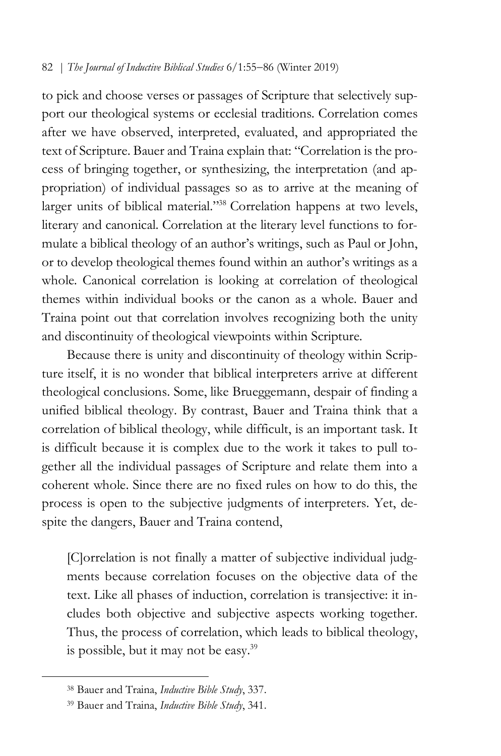to pick and choose verses or passages of Scripture that selectively support our theological systems or ecclesial traditions. Correlation comes after we have observed, interpreted, evaluated, and appropriated the text of Scripture. Bauer and Traina explain that: "Correlation is the process of bringing together, or synthesizing, the interpretation (and appropriation) of individual passages so as to arrive at the meaning of larger units of biblical material."[38] Correlation happens at two levels, literary and canonical. Correlation at the literary level functions to formulate a biblical theology of an author's writings, such as Paul or John, or to develop theological themes found within an author's writings as a whole. Canonical correlation is looking at correlation of theological themes within individual books or the canon as a whole. Bauer and Traina point out that correlation involves recognizing both the unity and discontinuity of theological viewpoints within Scripture.

Because there is unity and discontinuity of theology within Scripture itself, it is no wonder that biblical interpreters arrive at different theological conclusions. Some, like Brueggemann, despair of finding a unified biblical theology. By contrast, Bauer and Traina think that a correlation of biblical theology, while difficult, is an important task. It is difficult because it is complex due to the work it takes to pull together all the individual passages of Scripture and relate them into a coherent whole. Since there are no fixed rules on how to do this, the process is open to the subjective judgments of interpreters. Yet, despite the dangers, Bauer and Traina contend,

> [C]orrelation is not finally a matter of subjective individual judgments because correlation focuses on the objective data of the text. Like all phases of induction, correlation is transjective: it includes both objective and subjective aspects working together. Thus, the process of correlation, which leads to biblical theology, is possible, but it may not be easy.[39]

---

[38] Bauer and Traina, *Inductive Bible Study*, 337.

[39] Bauer and Traina, *Inductive Bible Study*, 341.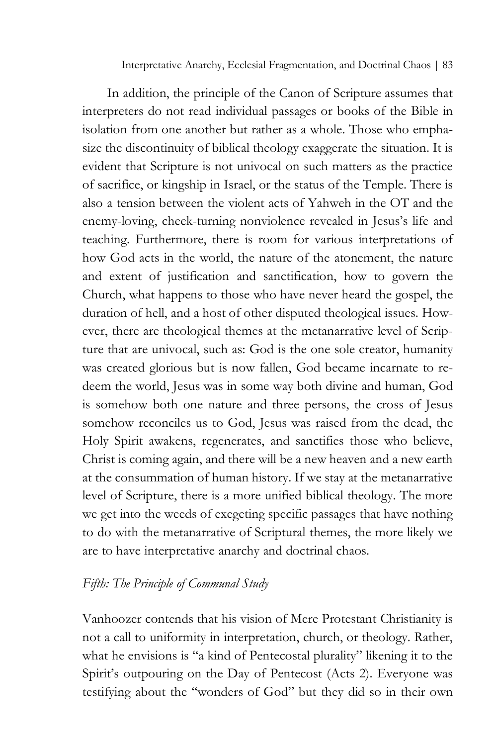In addition, the principle of the Canon of Scripture assumes that interpreters do not read individual passages or books of the Bible in isolation from one another but rather as a whole. Those who emphasize the discontinuity of biblical theology exaggerate the situation. It is evident that Scripture is not univocal on such matters as the practice of sacrifice, or kingship in Israel, or the status of the Temple. There is also a tension between the violent acts of Yahweh in the OT and the enemy-loving, cheek-turning nonviolence revealed in Jesus's life and teaching. Furthermore, there is room for various interpretations of how God acts in the world, the nature of the atonement, the nature and extent of justification and sanctification, how to govern the Church, what happens to those who have never heard the gospel, the duration of hell, and a host of other disputed theological issues. However, there are theological themes at the metanarrative level of Scripture that are univocal, such as: God is the one sole creator, humanity was created glorious but is now fallen, God became incarnate to redeem the world, Jesus was in some way both divine and human, God is somehow both one nature and three persons, the cross of Jesus somehow reconciles us to God, Jesus was raised from the dead, the Holy Spirit awakens, regenerates, and sanctifies those who believe, Christ is coming again, and there will be a new heaven and a new earth at the consummation of human history. If we stay at the metanarrative level of Scripture, there is a more unified biblical theology. The more we get into the weeds of exegeting specific passages that have nothing to do with the metanarrative of Scriptural themes, the more likely we are to have interpretative anarchy and doctrinal chaos.

### *Fifth: The Principle of Communal Study*

Vanhoozer contends that his vision of Mere Protestant Christianity is not a call to uniformity in interpretation, church, or theology. Rather, what he envisions is "a kind of Pentecostal plurality" likening it to the Spirit's outpouring on the Day of Pentecost (Acts 2). Everyone was testifying about the "wonders of God" but they did so in their own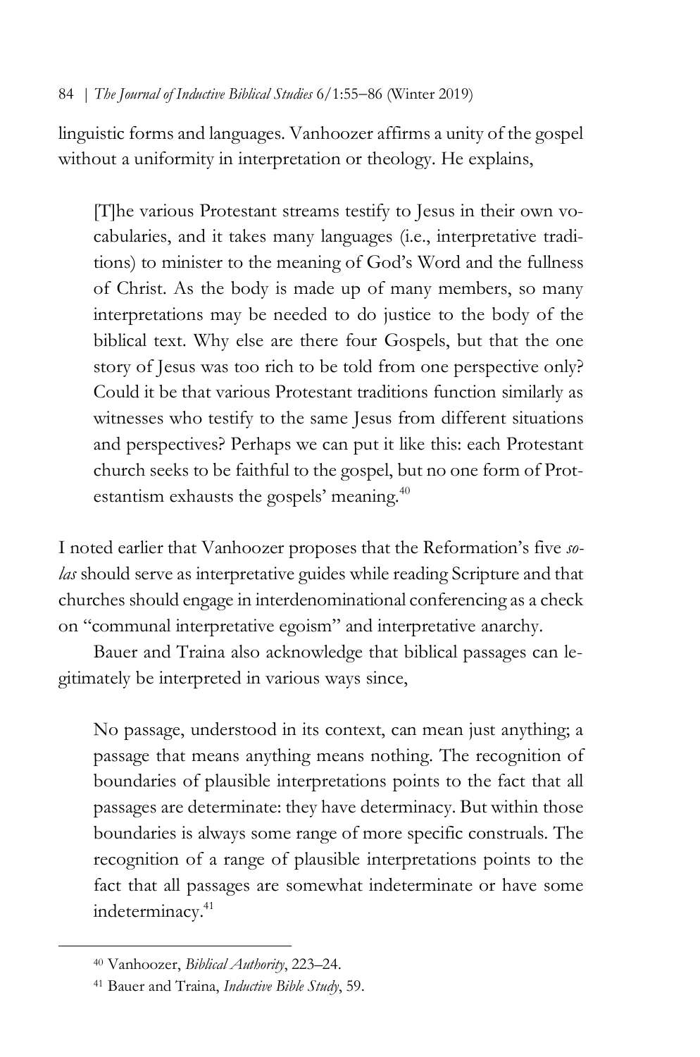linguistic forms and languages. Vanhoozer affirms a unity of the gospel without a uniformity in interpretation or theology. He explains,

> [T]he various Protestant streams testify to Jesus in their own vocabularies, and it takes many languages (i.e., interpretative traditions) to minister to the meaning of God's Word and the fullness of Christ. As the body is made up of many members, so many interpretations may be needed to do justice to the body of the biblical text. Why else are there four Gospels, but that the one story of Jesus was too rich to be told from one perspective only? Could it be that various Protestant traditions function similarly as witnesses who testify to the same Jesus from different situations and perspectives? Perhaps we can put it like this: each Protestant church seeks to be faithful to the gospel, but no one form of Protestantism exhausts the gospels' meaning.[40]

I noted earlier that Vanhoozer proposes that the Reformation's five *solas* should serve as interpretative guides while reading Scripture and that churches should engage in interdenominational conferencing as a check on "communal interpretative egoism" and interpretative anarchy.

Bauer and Traina also acknowledge that biblical passages can legitimately be interpreted in various ways since,

> No passage, understood in its context, can mean just anything; a passage that means anything means nothing. The recognition of boundaries of plausible interpretations points to the fact that all passages are determinate: they have determinacy. But within those boundaries is always some range of more specific construals. The recognition of a range of plausible interpretations points to the fact that all passages are somewhat indeterminate or have some indeterminacy.[41]

---

[40] Vanhoozer, *Biblical Authority*, 223–24.

[41] Bauer and Traina, *Inductive Bible Study*, 59.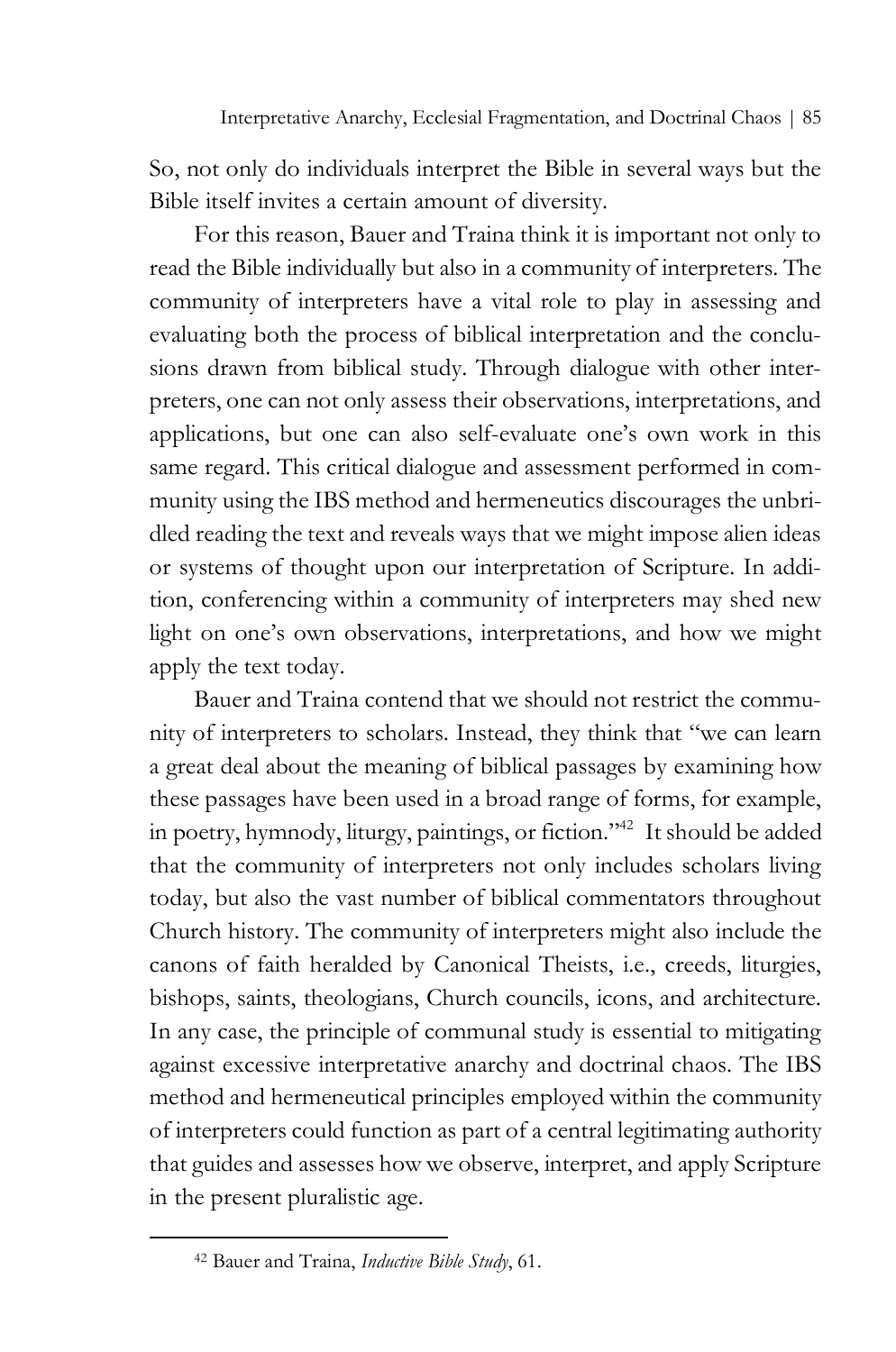So, not only do individuals interpret the Bible in several ways but the Bible itself invites a certain amount of diversity.

For this reason, Bauer and Traina think it is important not only to read the Bible individually but also in a community of interpreters. The community of interpreters have a vital role to play in assessing and evaluating both the process of biblical interpretation and the conclusions drawn from biblical study. Through dialogue with other interpreters, one can not only assess their observations, interpretations, and applications, but one can also self-evaluate one's own work in this same regard. This critical dialogue and assessment performed in community using the IBS method and hermeneutics discourages the unbridled reading the text and reveals ways that we might impose alien ideas or systems of thought upon our interpretation of Scripture. In addition, conferencing within a community of interpreters may shed new light on one's own observations, interpretations, and how we might apply the text today.

Bauer and Traina contend that we should not restrict the community of interpreters to scholars. Instead, they think that "we can learn a great deal about the meaning of biblical passages by examining how these passages have been used in a broad range of forms, for example, in poetry, hymnody, liturgy, paintings, or fiction."[42] It should be added that the community of interpreters not only includes scholars living today, but also the vast number of biblical commentators throughout Church history. The community of interpreters might also include the canons of faith heralded by Canonical Theists, i.e., creeds, liturgies, bishops, saints, theologians, Church councils, icons, and architecture. In any case, the principle of communal study is essential to mitigating against excessive interpretative anarchy and doctrinal chaos. The IBS method and hermeneutical principles employed within the community of interpreters could function as part of a central legitimating authority that guides and assesses how we observe, interpret, and apply Scripture in the present pluralistic age.

---

[42] Bauer and Traina, *Inductive Bible Study*, 61.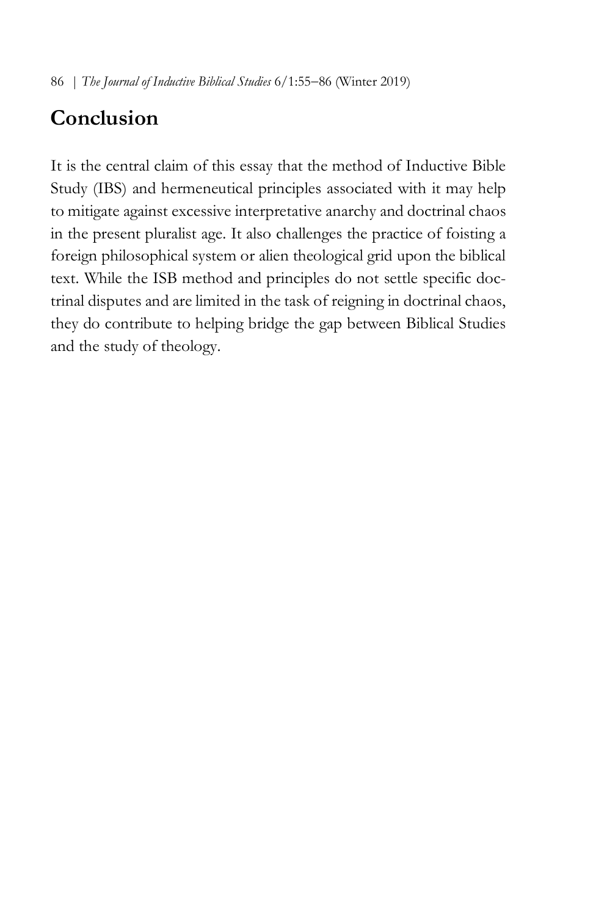## Conclusion

It is the central claim of this essay that the method of Inductive Bible Study (IBS) and hermeneutical principles associated with it may help to mitigate against excessive interpretative anarchy and doctrinal chaos in the present pluralist age. It also challenges the practice of foisting a foreign philosophical system or alien theological grid upon the biblical text. While the ISB method and principles do not settle specific doctrinal disputes and are limited in the task of reigning in doctrinal chaos, they do contribute to helping bridge the gap between Biblical Studies and the study of theology.